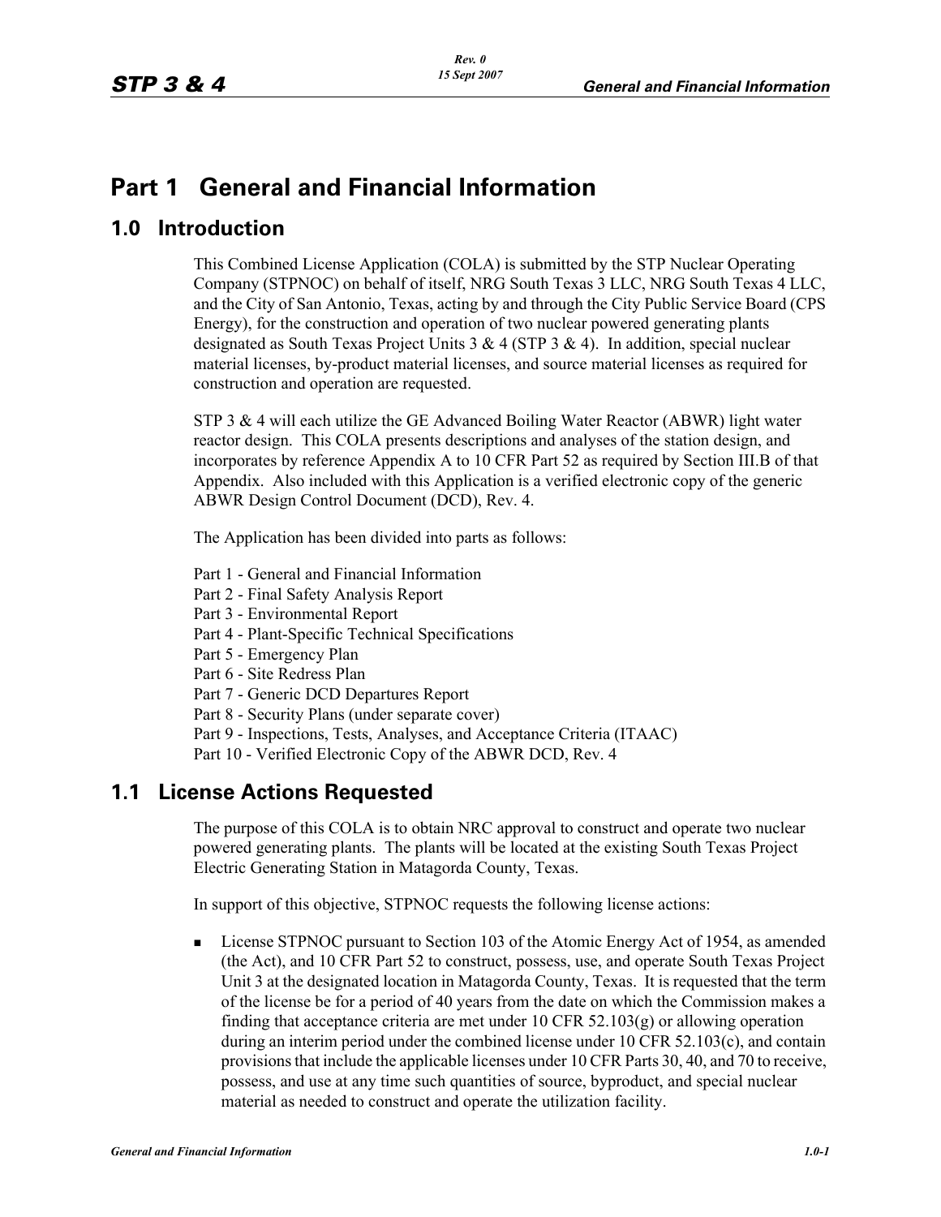# Part 1 General and Financial Information

## 1.0 Introduction

This Combined License Application (COLA) is submitted by the STP Nuclear Operating Company (STPNOC) on behalf of itself, NRG South Texas 3 LLC, NRG South Texas 4 LLC, and the City of San Antonio, Texas, acting by and through the City Public Service Board (CPS Energy), for the construction and operation of two nuclear powered generating plants designated as South Texas Project Units 3 & 4 (STP 3 & 4). In addition, special nuclear material licenses, by-product material licenses, and source material licenses as required for construction and operation are requested.

STP 3 & 4 will each utilize the GE Advanced Boiling Water Reactor (ABWR) light water reactor design. This COLA presents descriptions and analyses of the station design, and incorporates by reference Appendix A to 10 CFR Part 52 as required by Section III.B of that Appendix. Also included with this Application is a verified electronic copy of the generic ABWR Design Control Document (DCD), Rev. 4.

The Application has been divided into parts as follows:

Part 1 - General and Financial Information
Part 2 - Final Safety Analysis Report
Part 3 - Environmental Report
Part 4 - Plant-Specific Technical Specifications
Part 5 - Emergency Plan
Part 6 - Site Redress Plan
Part 7 - Generic DCD Departures Report
Part 8 - Security Plans (under separate cover)
Part 9 - Inspections, Tests, Analyses, and Acceptance Criteria (ITAAC)
Part 10 - Verified Electronic Copy of the ABWR DCD, Rev. 4

## 1.1 License Actions Requested

The purpose of this COLA is to obtain NRC approval to construct and operate two nuclear powered generating plants. The plants will be located at the existing South Texas Project Electric Generating Station in Matagorda County, Texas.

In support of this objective, STPNOC requests the following license actions:

- License STPNOC pursuant to Section 103 of the Atomic Energy Act of 1954, as amended (the Act), and 10 CFR Part 52 to construct, possess, use, and operate South Texas Project Unit 3 at the designated location in Matagorda County, Texas. It is requested that the term of the license be for a period of 40 years from the date on which the Commission makes a finding that acceptance criteria are met under 10 CFR 52.103(g) or allowing operation during an interim period under the combined license under 10 CFR 52.103(c), and contain provisions that include the applicable licenses under 10 CFR Parts 30, 40, and 70 to receive, possess, and use at any time such quantities of source, byproduct, and special nuclear material as needed to construct and operate the utilization facility.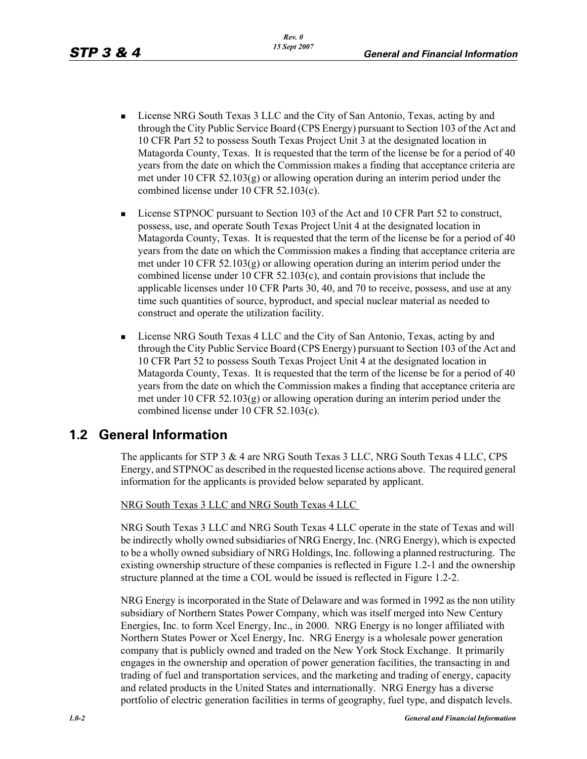- License NRG South Texas 3 LLC and the City of San Antonio, Texas, acting by and through the City Public Service Board (CPS Energy) pursuant to Section 103 of the Act and 10 CFR Part 52 to possess South Texas Project Unit 3 at the designated location in Matagorda County, Texas. It is requested that the term of the license be for a period of 40 years from the date on which the Commission makes a finding that acceptance criteria are met under 10 CFR 52.103(g) or allowing operation during an interim period under the combined license under 10 CFR 52.103(c).

- License STPNOC pursuant to Section 103 of the Act and 10 CFR Part 52 to construct, possess, use, and operate South Texas Project Unit 4 at the designated location in Matagorda County, Texas. It is requested that the term of the license be for a period of 40 years from the date on which the Commission makes a finding that acceptance criteria are met under 10 CFR 52.103(g) or allowing operation during an interim period under the combined license under 10 CFR 52.103(c), and contain provisions that include the applicable licenses under 10 CFR Parts 30, 40, and 70 to receive, possess, and use at any time such quantities of source, byproduct, and special nuclear material as needed to construct and operate the utilization facility.

- License NRG South Texas 4 LLC and the City of San Antonio, Texas, acting by and through the City Public Service Board (CPS Energy) pursuant to Section 103 of the Act and 10 CFR Part 52 to possess South Texas Project Unit 4 at the designated location in Matagorda County, Texas. It is requested that the term of the license be for a period of 40 years from the date on which the Commission makes a finding that acceptance criteria are met under 10 CFR 52.103(g) or allowing operation during an interim period under the combined license under 10 CFR 52.103(c).

## 1.2 General Information

The applicants for STP 3 & 4 are NRG South Texas 3 LLC, NRG South Texas 4 LLC, CPS Energy, and STPNOC as described in the requested license actions above. The required general information for the applicants is provided below separated by applicant.

NRG South Texas 3 LLC and NRG South Texas 4 LLC

NRG South Texas 3 LLC and NRG South Texas 4 LLC operate in the state of Texas and will be indirectly wholly owned subsidiaries of NRG Energy, Inc. (NRG Energy), which is expected to be a wholly owned subsidiary of NRG Holdings, Inc. following a planned restructuring. The existing ownership structure of these companies is reflected in Figure 1.2-1 and the ownership structure planned at the time a COL would be issued is reflected in Figure 1.2-2.

NRG Energy is incorporated in the State of Delaware and was formed in 1992 as the non utility subsidiary of Northern States Power Company, which was itself merged into New Century Energies, Inc. to form Xcel Energy, Inc., in 2000. NRG Energy is no longer affiliated with Northern States Power or Xcel Energy, Inc. NRG Energy is a wholesale power generation company that is publicly owned and traded on the New York Stock Exchange. It primarily engages in the ownership and operation of power generation facilities, the transacting in and trading of fuel and transportation services, and the marketing and trading of energy, capacity and related products in the United States and internationally. NRG Energy has a diverse portfolio of electric generation facilities in terms of geography, fuel type, and dispatch levels.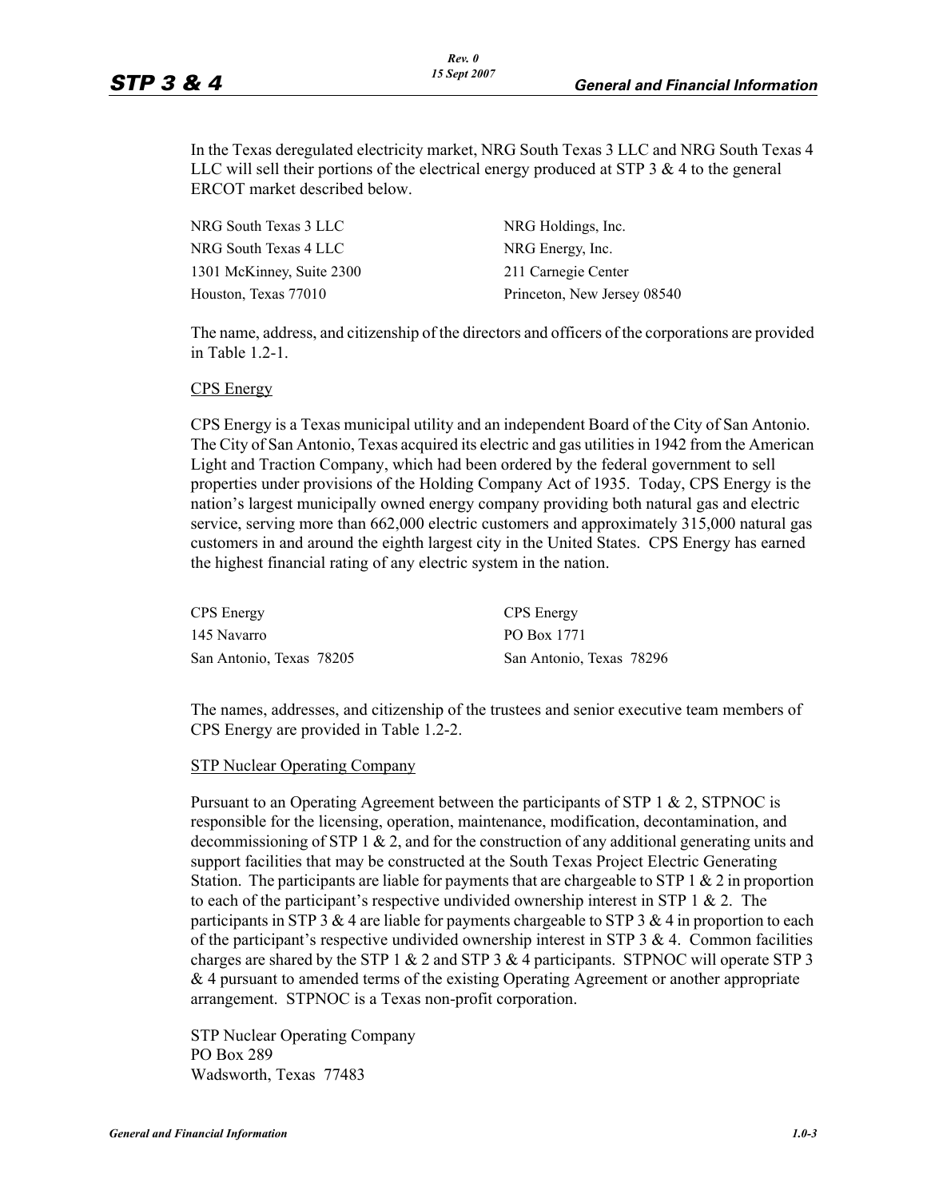In the Texas deregulated electricity market, NRG South Texas 3 LLC and NRG South Texas 4 LLC will sell their portions of the electrical energy produced at STP 3 & 4 to the general ERCOT market described below.

| | |
|---|---|
| NRG South Texas 3 LLC | NRG Holdings, Inc. |
| NRG South Texas 4 LLC | NRG Energy, Inc. |
| 1301 McKinney, Suite 2300 | 211 Carnegie Center |
| Houston, Texas 77010 | Princeton, New Jersey 08540 |

The name, address, and citizenship of the directors and officers of the corporations are provided in Table 1.2-1.

CPS Energy

CPS Energy is a Texas municipal utility and an independent Board of the City of San Antonio. The City of San Antonio, Texas acquired its electric and gas utilities in 1942 from the American Light and Traction Company, which had been ordered by the federal government to sell properties under provisions of the Holding Company Act of 1935. Today, CPS Energy is the nation's largest municipally owned energy company providing both natural gas and electric service, serving more than 662,000 electric customers and approximately 315,000 natural gas customers in and around the eighth largest city in the United States. CPS Energy has earned the highest financial rating of any electric system in the nation.

| | |
|---|---|
| CPS Energy | CPS Energy |
| 145 Navarro | PO Box 1771 |
| San Antonio, Texas 78205 | San Antonio, Texas 78296 |

The names, addresses, and citizenship of the trustees and senior executive team members of CPS Energy are provided in Table 1.2-2.

STP Nuclear Operating Company

Pursuant to an Operating Agreement between the participants of STP 1 & 2, STPNOC is responsible for the licensing, operation, maintenance, modification, decontamination, and decommissioning of STP 1 & 2, and for the construction of any additional generating units and support facilities that may be constructed at the South Texas Project Electric Generating Station. The participants are liable for payments that are chargeable to STP 1 & 2 in proportion to each of the participant's respective undivided ownership interest in STP 1 & 2. The participants in STP 3 & 4 are liable for payments chargeable to STP 3 & 4 in proportion to each of the participant's respective undivided ownership interest in STP 3 & 4. Common facilities charges are shared by the STP 1 & 2 and STP 3 & 4 participants. STPNOC will operate STP 3 & 4 pursuant to amended terms of the existing Operating Agreement or another appropriate arrangement. STPNOC is a Texas non-profit corporation.

STP Nuclear Operating Company
PO Box 289
Wadsworth, Texas 77483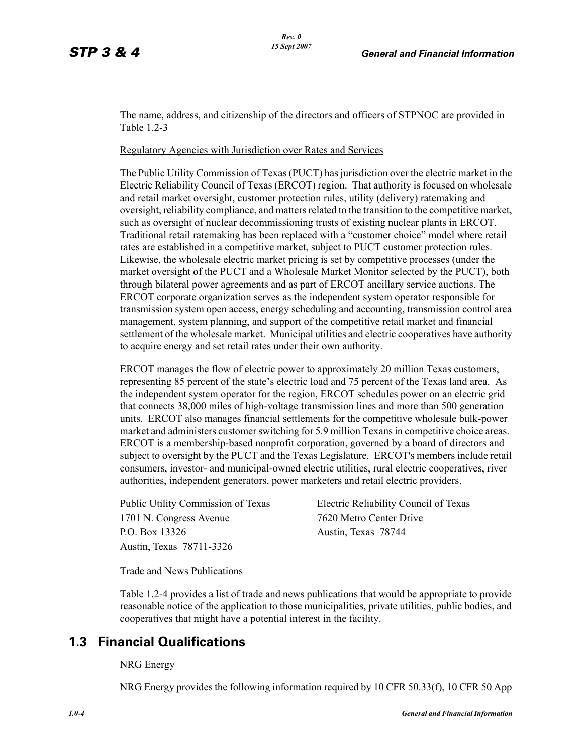The name, address, and citizenship of the directors and officers of STPNOC are provided in Table 1.2-3

Regulatory Agencies with Jurisdiction over Rates and Services

The Public Utility Commission of Texas (PUCT) has jurisdiction over the electric market in the Electric Reliability Council of Texas (ERCOT) region. That authority is focused on wholesale and retail market oversight, customer protection rules, utility (delivery) ratemaking and oversight, reliability compliance, and matters related to the transition to the competitive market, such as oversight of nuclear decommissioning trusts of existing nuclear plants in ERCOT. Traditional retail ratemaking has been replaced with a "customer choice" model where retail rates are established in a competitive market, subject to PUCT customer protection rules. Likewise, the wholesale electric market pricing is set by competitive processes (under the market oversight of the PUCT and a Wholesale Market Monitor selected by the PUCT), both through bilateral power agreements and as part of ERCOT ancillary service auctions. The ERCOT corporate organization serves as the independent system operator responsible for transmission system open access, energy scheduling and accounting, transmission control area management, system planning, and support of the competitive retail market and financial settlement of the wholesale market. Municipal utilities and electric cooperatives have authority to acquire energy and set retail rates under their own authority.

ERCOT manages the flow of electric power to approximately 20 million Texas customers, representing 85 percent of the state's electric load and 75 percent of the Texas land area. As the independent system operator for the region, ERCOT schedules power on an electric grid that connects 38,000 miles of high-voltage transmission lines and more than 500 generation units. ERCOT also manages financial settlements for the competitive wholesale bulk-power market and administers customer switching for 5.9 million Texans in competitive choice areas. ERCOT is a membership-based nonprofit corporation, governed by a board of directors and subject to oversight by the PUCT and the Texas Legislature. ERCOT's members include retail consumers, investor- and municipal-owned electric utilities, rural electric cooperatives, river authorities, independent generators, power marketers and retail electric providers.

Public Utility Commission of Texas
1701 N. Congress Avenue
P.O. Box 13326
Austin, Texas 78711-3326

Electric Reliability Council of Texas
7620 Metro Center Drive
Austin, Texas 78744

Trade and News Publications

Table 1.2-4 provides a list of trade and news publications that would be appropriate to provide reasonable notice of the application to those municipalities, private utilities, public bodies, and cooperatives that might have a potential interest in the facility.

## 1.3 Financial Qualifications

NRG Energy

NRG Energy provides the following information required by 10 CFR 50.33(f), 10 CFR 50 App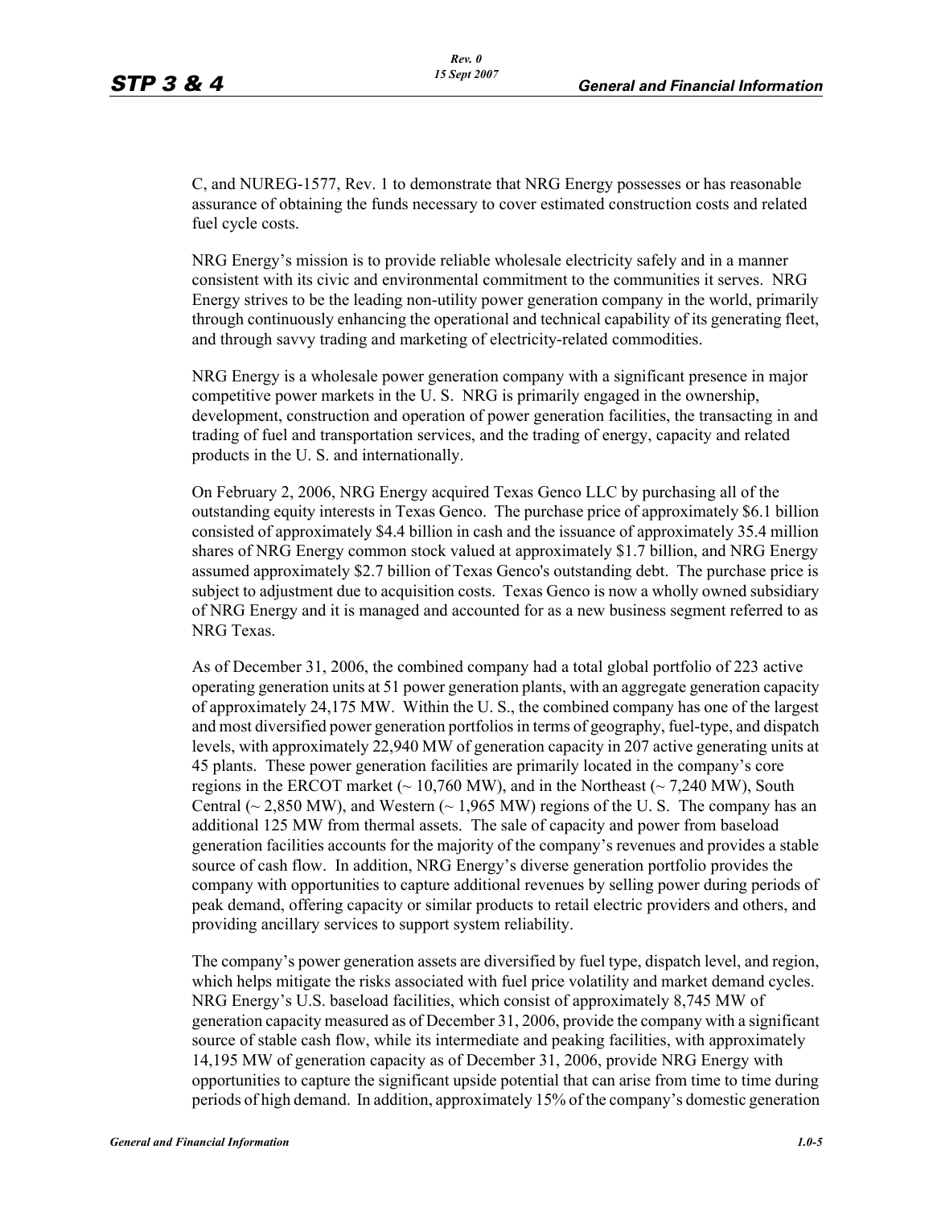C, and NUREG-1577, Rev. 1 to demonstrate that NRG Energy possesses or has reasonable assurance of obtaining the funds necessary to cover estimated construction costs and related fuel cycle costs.

NRG Energy's mission is to provide reliable wholesale electricity safely and in a manner consistent with its civic and environmental commitment to the communities it serves. NRG Energy strives to be the leading non-utility power generation company in the world, primarily through continuously enhancing the operational and technical capability of its generating fleet, and through savvy trading and marketing of electricity-related commodities.

NRG Energy is a wholesale power generation company with a significant presence in major competitive power markets in the U. S. NRG is primarily engaged in the ownership, development, construction and operation of power generation facilities, the transacting in and trading of fuel and transportation services, and the trading of energy, capacity and related products in the U. S. and internationally.

On February 2, 2006, NRG Energy acquired Texas Genco LLC by purchasing all of the outstanding equity interests in Texas Genco. The purchase price of approximately $6.1 billion consisted of approximately $4.4 billion in cash and the issuance of approximately 35.4 million shares of NRG Energy common stock valued at approximately $1.7 billion, and NRG Energy assumed approximately $2.7 billion of Texas Genco's outstanding debt. The purchase price is subject to adjustment due to acquisition costs. Texas Genco is now a wholly owned subsidiary of NRG Energy and it is managed and accounted for as a new business segment referred to as NRG Texas.

As of December 31, 2006, the combined company had a total global portfolio of 223 active operating generation units at 51 power generation plants, with an aggregate generation capacity of approximately 24,175 MW. Within the U. S., the combined company has one of the largest and most diversified power generation portfolios in terms of geography, fuel-type, and dispatch levels, with approximately 22,940 MW of generation capacity in 207 active generating units at 45 plants. These power generation facilities are primarily located in the company's core regions in the ERCOT market (~ 10,760 MW), and in the Northeast (~ 7,240 MW), South Central (~ 2,850 MW), and Western (~ 1,965 MW) regions of the U. S. The company has an additional 125 MW from thermal assets. The sale of capacity and power from baseload generation facilities accounts for the majority of the company's revenues and provides a stable source of cash flow. In addition, NRG Energy's diverse generation portfolio provides the company with opportunities to capture additional revenues by selling power during periods of peak demand, offering capacity or similar products to retail electric providers and others, and providing ancillary services to support system reliability.

The company's power generation assets are diversified by fuel type, dispatch level, and region, which helps mitigate the risks associated with fuel price volatility and market demand cycles. NRG Energy's U.S. baseload facilities, which consist of approximately 8,745 MW of generation capacity measured as of December 31, 2006, provide the company with a significant source of stable cash flow, while its intermediate and peaking facilities, with approximately 14,195 MW of generation capacity as of December 31, 2006, provide NRG Energy with opportunities to capture the significant upside potential that can arise from time to time during periods of high demand. In addition, approximately 15% of the company's domestic generation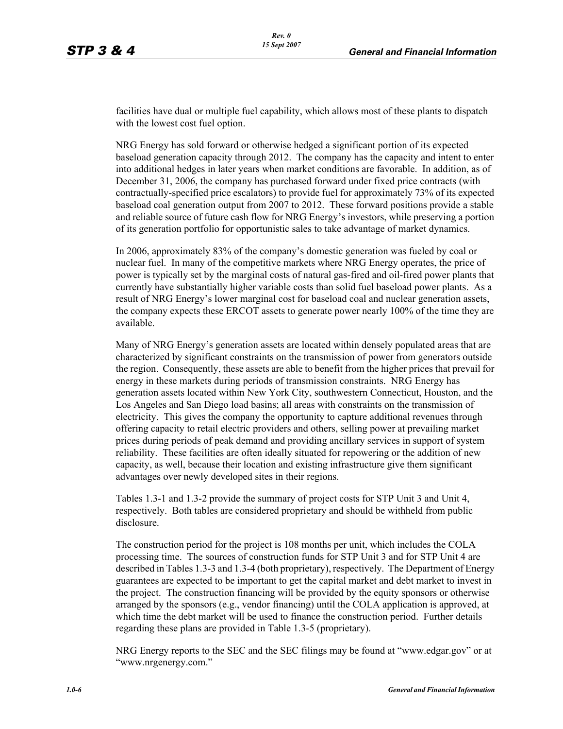facilities have dual or multiple fuel capability, which allows most of these plants to dispatch with the lowest cost fuel option.

NRG Energy has sold forward or otherwise hedged a significant portion of its expected baseload generation capacity through 2012. The company has the capacity and intent to enter into additional hedges in later years when market conditions are favorable. In addition, as of December 31, 2006, the company has purchased forward under fixed price contracts (with contractually-specified price escalators) to provide fuel for approximately 73% of its expected baseload coal generation output from 2007 to 2012. These forward positions provide a stable and reliable source of future cash flow for NRG Energy's investors, while preserving a portion of its generation portfolio for opportunistic sales to take advantage of market dynamics.

In 2006, approximately 83% of the company's domestic generation was fueled by coal or nuclear fuel. In many of the competitive markets where NRG Energy operates, the price of power is typically set by the marginal costs of natural gas-fired and oil-fired power plants that currently have substantially higher variable costs than solid fuel baseload power plants. As a result of NRG Energy's lower marginal cost for baseload coal and nuclear generation assets, the company expects these ERCOT assets to generate power nearly 100% of the time they are available.

Many of NRG Energy's generation assets are located within densely populated areas that are characterized by significant constraints on the transmission of power from generators outside the region. Consequently, these assets are able to benefit from the higher prices that prevail for energy in these markets during periods of transmission constraints. NRG Energy has generation assets located within New York City, southwestern Connecticut, Houston, and the Los Angeles and San Diego load basins; all areas with constraints on the transmission of electricity. This gives the company the opportunity to capture additional revenues through offering capacity to retail electric providers and others, selling power at prevailing market prices during periods of peak demand and providing ancillary services in support of system reliability. These facilities are often ideally situated for repowering or the addition of new capacity, as well, because their location and existing infrastructure give them significant advantages over newly developed sites in their regions.

Tables 1.3-1 and 1.3-2 provide the summary of project costs for STP Unit 3 and Unit 4, respectively. Both tables are considered proprietary and should be withheld from public disclosure.

The construction period for the project is 108 months per unit, which includes the COLA processing time. The sources of construction funds for STP Unit 3 and for STP Unit 4 are described in Tables 1.3-3 and 1.3-4 (both proprietary), respectively. The Department of Energy guarantees are expected to be important to get the capital market and debt market to invest in the project. The construction financing will be provided by the equity sponsors or otherwise arranged by the sponsors (e.g., vendor financing) until the COLA application is approved, at which time the debt market will be used to finance the construction period. Further details regarding these plans are provided in Table 1.3-5 (proprietary).

NRG Energy reports to the SEC and the SEC filings may be found at "www.edgar.gov" or at "www.nrgenergy.com."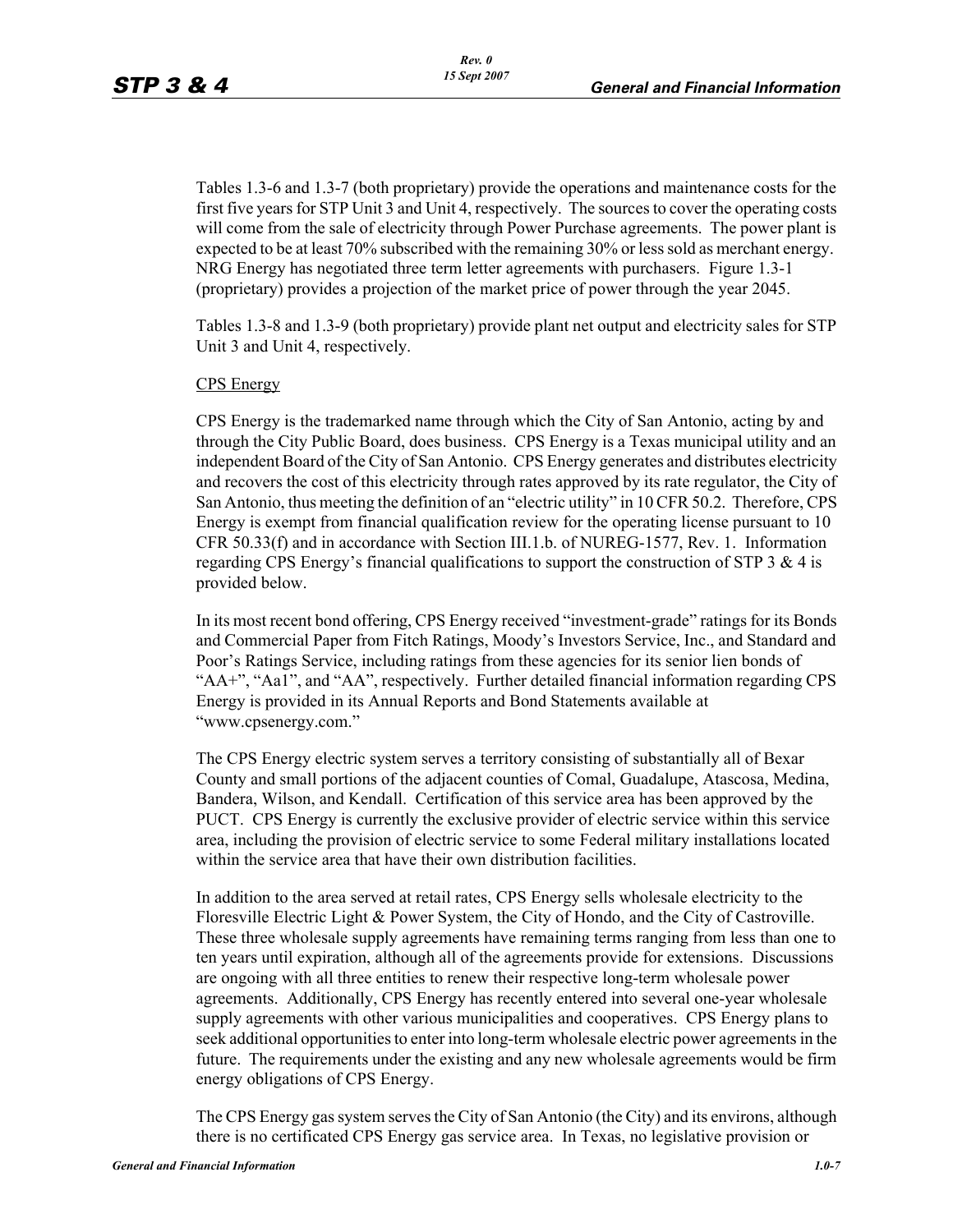Tables 1.3-6 and 1.3-7 (both proprietary) provide the operations and maintenance costs for the first five years for STP Unit 3 and Unit 4, respectively. The sources to cover the operating costs will come from the sale of electricity through Power Purchase agreements. The power plant is expected to be at least 70% subscribed with the remaining 30% or less sold as merchant energy. NRG Energy has negotiated three term letter agreements with purchasers. Figure 1.3-1 (proprietary) provides a projection of the market price of power through the year 2045.

Tables 1.3-8 and 1.3-9 (both proprietary) provide plant net output and electricity sales for STP Unit 3 and Unit 4, respectively.

CPS Energy

CPS Energy is the trademarked name through which the City of San Antonio, acting by and through the City Public Board, does business. CPS Energy is a Texas municipal utility and an independent Board of the City of San Antonio. CPS Energy generates and distributes electricity and recovers the cost of this electricity through rates approved by its rate regulator, the City of San Antonio, thus meeting the definition of an "electric utility" in 10 CFR 50.2. Therefore, CPS Energy is exempt from financial qualification review for the operating license pursuant to 10 CFR 50.33(f) and in accordance with Section III.1.b. of NUREG-1577, Rev. 1. Information regarding CPS Energy's financial qualifications to support the construction of STP 3 & 4 is provided below.

In its most recent bond offering, CPS Energy received "investment-grade" ratings for its Bonds and Commercial Paper from Fitch Ratings, Moody's Investors Service, Inc., and Standard and Poor's Ratings Service, including ratings from these agencies for its senior lien bonds of "AA+", "Aa1", and "AA", respectively. Further detailed financial information regarding CPS Energy is provided in its Annual Reports and Bond Statements available at "www.cpsenergy.com."

The CPS Energy electric system serves a territory consisting of substantially all of Bexar County and small portions of the adjacent counties of Comal, Guadalupe, Atascosa, Medina, Bandera, Wilson, and Kendall. Certification of this service area has been approved by the PUCT. CPS Energy is currently the exclusive provider of electric service within this service area, including the provision of electric service to some Federal military installations located within the service area that have their own distribution facilities.

In addition to the area served at retail rates, CPS Energy sells wholesale electricity to the Floresville Electric Light & Power System, the City of Hondo, and the City of Castroville. These three wholesale supply agreements have remaining terms ranging from less than one to ten years until expiration, although all of the agreements provide for extensions. Discussions are ongoing with all three entities to renew their respective long-term wholesale power agreements. Additionally, CPS Energy has recently entered into several one-year wholesale supply agreements with other various municipalities and cooperatives. CPS Energy plans to seek additional opportunities to enter into long-term wholesale electric power agreements in the future. The requirements under the existing and any new wholesale agreements would be firm energy obligations of CPS Energy.

The CPS Energy gas system serves the City of San Antonio (the City) and its environs, although there is no certificated CPS Energy gas service area. In Texas, no legislative provision or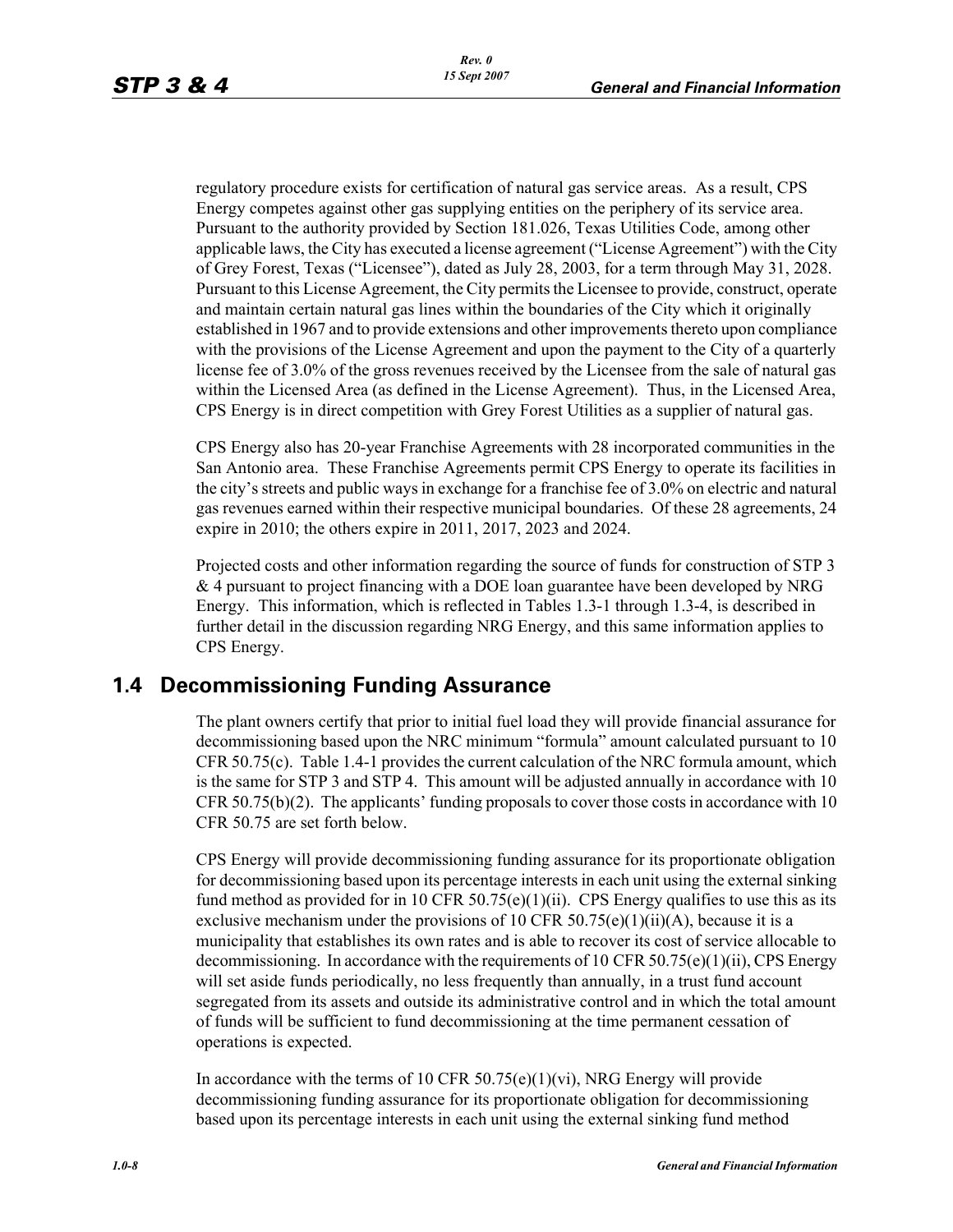regulatory procedure exists for certification of natural gas service areas. As a result, CPS Energy competes against other gas supplying entities on the periphery of its service area. Pursuant to the authority provided by Section 181.026, Texas Utilities Code, among other applicable laws, the City has executed a license agreement ("License Agreement") with the City of Grey Forest, Texas ("Licensee"), dated as July 28, 2003, for a term through May 31, 2028. Pursuant to this License Agreement, the City permits the Licensee to provide, construct, operate and maintain certain natural gas lines within the boundaries of the City which it originally established in 1967 and to provide extensions and other improvements thereto upon compliance with the provisions of the License Agreement and upon the payment to the City of a quarterly license fee of 3.0% of the gross revenues received by the Licensee from the sale of natural gas within the Licensed Area (as defined in the License Agreement). Thus, in the Licensed Area, CPS Energy is in direct competition with Grey Forest Utilities as a supplier of natural gas.

CPS Energy also has 20-year Franchise Agreements with 28 incorporated communities in the San Antonio area. These Franchise Agreements permit CPS Energy to operate its facilities in the city's streets and public ways in exchange for a franchise fee of 3.0% on electric and natural gas revenues earned within their respective municipal boundaries. Of these 28 agreements, 24 expire in 2010; the others expire in 2011, 2017, 2023 and 2024.

Projected costs and other information regarding the source of funds for construction of STP 3 & 4 pursuant to project financing with a DOE loan guarantee have been developed by NRG Energy. This information, which is reflected in Tables 1.3-1 through 1.3-4, is described in further detail in the discussion regarding NRG Energy, and this same information applies to CPS Energy.

## 1.4 Decommissioning Funding Assurance

The plant owners certify that prior to initial fuel load they will provide financial assurance for decommissioning based upon the NRC minimum "formula" amount calculated pursuant to 10 CFR 50.75(c). Table 1.4-1 provides the current calculation of the NRC formula amount, which is the same for STP 3 and STP 4. This amount will be adjusted annually in accordance with 10 CFR 50.75(b)(2). The applicants' funding proposals to cover those costs in accordance with 10 CFR 50.75 are set forth below.

CPS Energy will provide decommissioning funding assurance for its proportionate obligation for decommissioning based upon its percentage interests in each unit using the external sinking fund method as provided for in 10 CFR 50.75(e)(1)(ii). CPS Energy qualifies to use this as its exclusive mechanism under the provisions of 10 CFR 50.75(e)(1)(ii)(A), because it is a municipality that establishes its own rates and is able to recover its cost of service allocable to decommissioning. In accordance with the requirements of 10 CFR 50.75(e)(1)(ii), CPS Energy will set aside funds periodically, no less frequently than annually, in a trust fund account segregated from its assets and outside its administrative control and in which the total amount of funds will be sufficient to fund decommissioning at the time permanent cessation of operations is expected.

In accordance with the terms of 10 CFR 50.75(e)(1)(vi), NRG Energy will provide decommissioning funding assurance for its proportionate obligation for decommissioning based upon its percentage interests in each unit using the external sinking fund method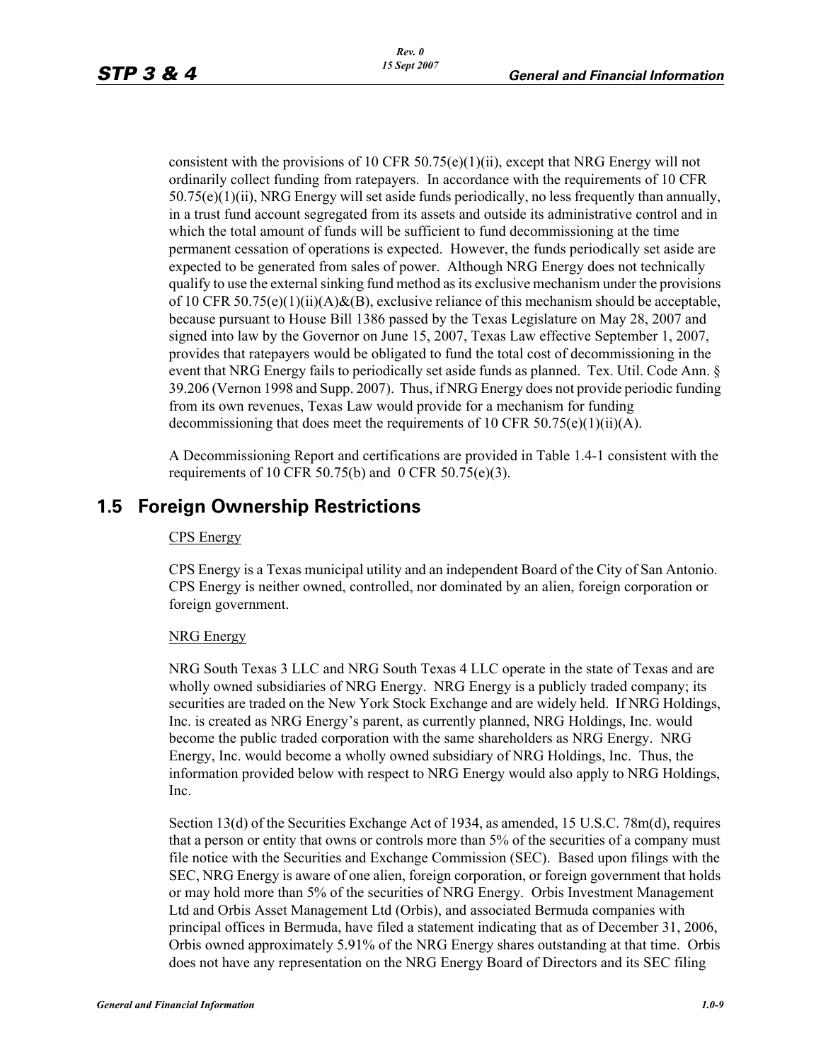consistent with the provisions of 10 CFR 50.75(e)(1)(ii), except that NRG Energy will not ordinarily collect funding from ratepayers. In accordance with the requirements of 10 CFR 50.75(e)(1)(ii), NRG Energy will set aside funds periodically, no less frequently than annually, in a trust fund account segregated from its assets and outside its administrative control and in which the total amount of funds will be sufficient to fund decommissioning at the time permanent cessation of operations is expected. However, the funds periodically set aside are expected to be generated from sales of power. Although NRG Energy does not technically qualify to use the external sinking fund method as its exclusive mechanism under the provisions of 10 CFR 50.75(e)(1)(ii)(A)&(B), exclusive reliance of this mechanism should be acceptable, because pursuant to House Bill 1386 passed by the Texas Legislature on May 28, 2007 and signed into law by the Governor on June 15, 2007, Texas Law effective September 1, 2007, provides that ratepayers would be obligated to fund the total cost of decommissioning in the event that NRG Energy fails to periodically set aside funds as planned. Tex. Util. Code Ann. § 39.206 (Vernon 1998 and Supp. 2007). Thus, if NRG Energy does not provide periodic funding from its own revenues, Texas Law would provide for a mechanism for funding decommissioning that does meet the requirements of 10 CFR 50.75(e)(1)(ii)(A).

A Decommissioning Report and certifications are provided in Table 1.4-1 consistent with the requirements of 10 CFR 50.75(b) and 0 CFR 50.75(e)(3).

## 1.5 Foreign Ownership Restrictions

CPS Energy

CPS Energy is a Texas municipal utility and an independent Board of the City of San Antonio. CPS Energy is neither owned, controlled, nor dominated by an alien, foreign corporation or foreign government.

NRG Energy

NRG South Texas 3 LLC and NRG South Texas 4 LLC operate in the state of Texas and are wholly owned subsidiaries of NRG Energy. NRG Energy is a publicly traded company; its securities are traded on the New York Stock Exchange and are widely held. If NRG Holdings, Inc. is created as NRG Energy's parent, as currently planned, NRG Holdings, Inc. would become the public traded corporation with the same shareholders as NRG Energy. NRG Energy, Inc. would become a wholly owned subsidiary of NRG Holdings, Inc. Thus, the information provided below with respect to NRG Energy would also apply to NRG Holdings, Inc.

Section 13(d) of the Securities Exchange Act of 1934, as amended, 15 U.S.C. 78m(d), requires that a person or entity that owns or controls more than 5% of the securities of a company must file notice with the Securities and Exchange Commission (SEC). Based upon filings with the SEC, NRG Energy is aware of one alien, foreign corporation, or foreign government that holds or may hold more than 5% of the securities of NRG Energy. Orbis Investment Management Ltd and Orbis Asset Management Ltd (Orbis), and associated Bermuda companies with principal offices in Bermuda, have filed a statement indicating that as of December 31, 2006, Orbis owned approximately 5.91% of the NRG Energy shares outstanding at that time. Orbis does not have any representation on the NRG Energy Board of Directors and its SEC filing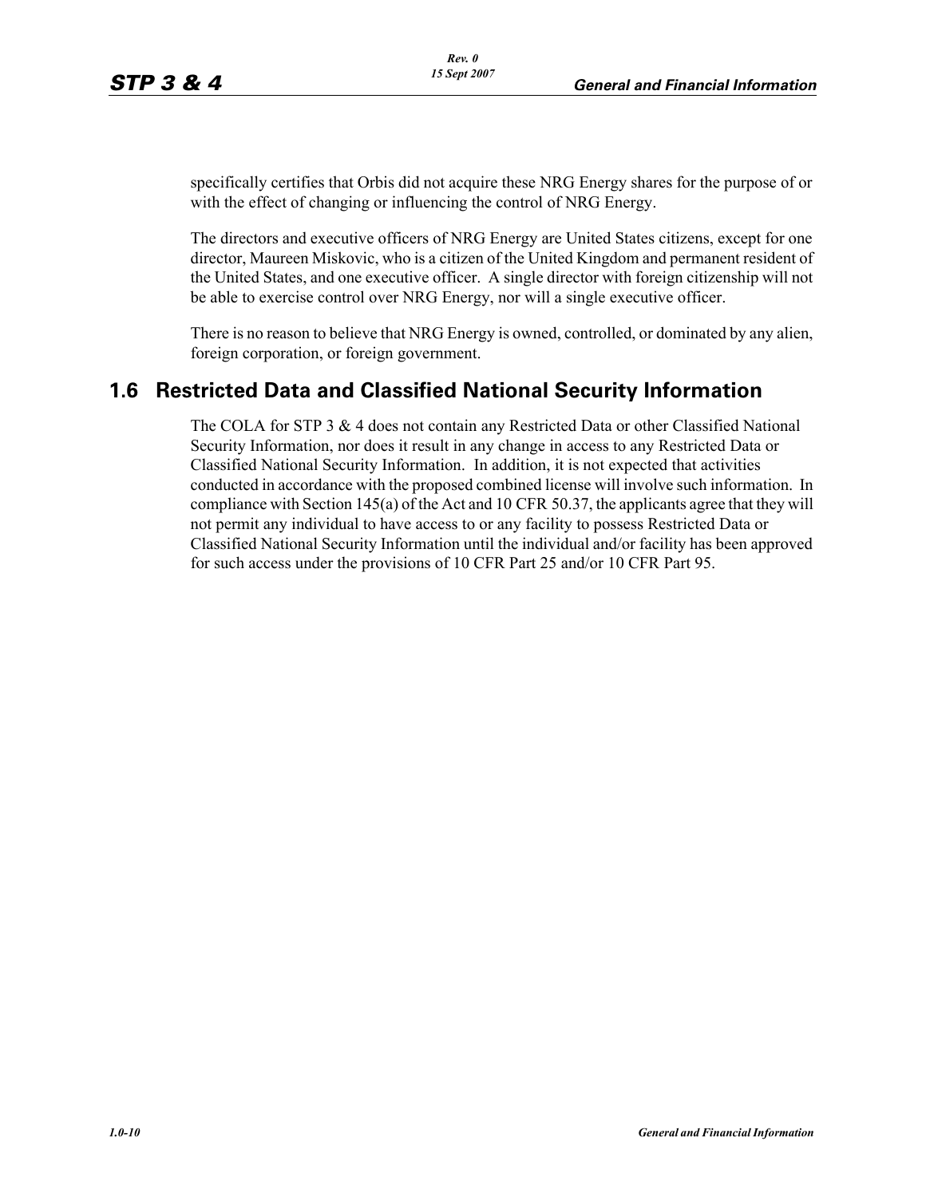specifically certifies that Orbis did not acquire these NRG Energy shares for the purpose of or with the effect of changing or influencing the control of NRG Energy.

The directors and executive officers of NRG Energy are United States citizens, except for one director, Maureen Miskovic, who is a citizen of the United Kingdom and permanent resident of the United States, and one executive officer. A single director with foreign citizenship will not be able to exercise control over NRG Energy, nor will a single executive officer.

There is no reason to believe that NRG Energy is owned, controlled, or dominated by any alien, foreign corporation, or foreign government.

## 1.6 Restricted Data and Classified National Security Information

The COLA for STP 3 & 4 does not contain any Restricted Data or other Classified National Security Information, nor does it result in any change in access to any Restricted Data or Classified National Security Information. In addition, it is not expected that activities conducted in accordance with the proposed combined license will involve such information. In compliance with Section 145(a) of the Act and 10 CFR 50.37, the applicants agree that they will not permit any individual to have access to or any facility to possess Restricted Data or Classified National Security Information until the individual and/or facility has been approved for such access under the provisions of 10 CFR Part 25 and/or 10 CFR Part 95.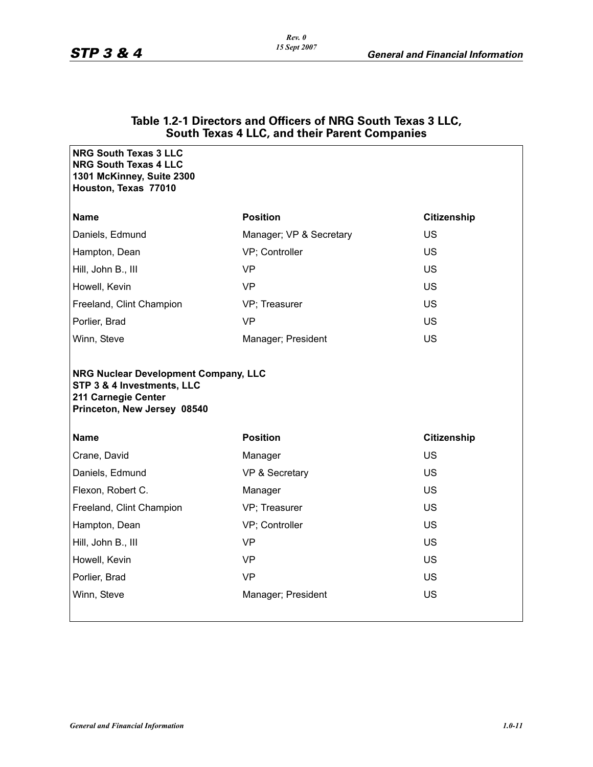## Table 1.2-1 Directors and Officers of NRG South Texas 3 LLC, South Texas 4 LLC, and their Parent Companies

**NRG South Texas 3 LLC**
**NRG South Texas 4 LLC**
**1301 McKinney, Suite 2300**
**Houston, Texas 77010**

| Name | Position | Citizenship |
|---|---|---|
| Daniels, Edmund | Manager; VP & Secretary | US |
| Hampton, Dean | VP; Controller | US |
| Hill, John B., III | VP | US |
| Howell, Kevin | VP | US |
| Freeland, Clint Champion | VP; Treasurer | US |
| Porlier, Brad | VP | US |
| Winn, Steve | Manager; President | US |

**NRG Nuclear Development Company, LLC**
**STP 3 & 4 Investments, LLC**
**211 Carnegie Center**
**Princeton, New Jersey 08540**

| Name | Position | Citizenship |
|---|---|---|
| Crane, David | Manager | US |
| Daniels, Edmund | VP & Secretary | US |
| Flexon, Robert C. | Manager | US |
| Freeland, Clint Champion | VP; Treasurer | US |
| Hampton, Dean | VP; Controller | US |
| Hill, John B., III | VP | US |
| Howell, Kevin | VP | US |
| Porlier, Brad | VP | US |
| Winn, Steve | Manager; President | US |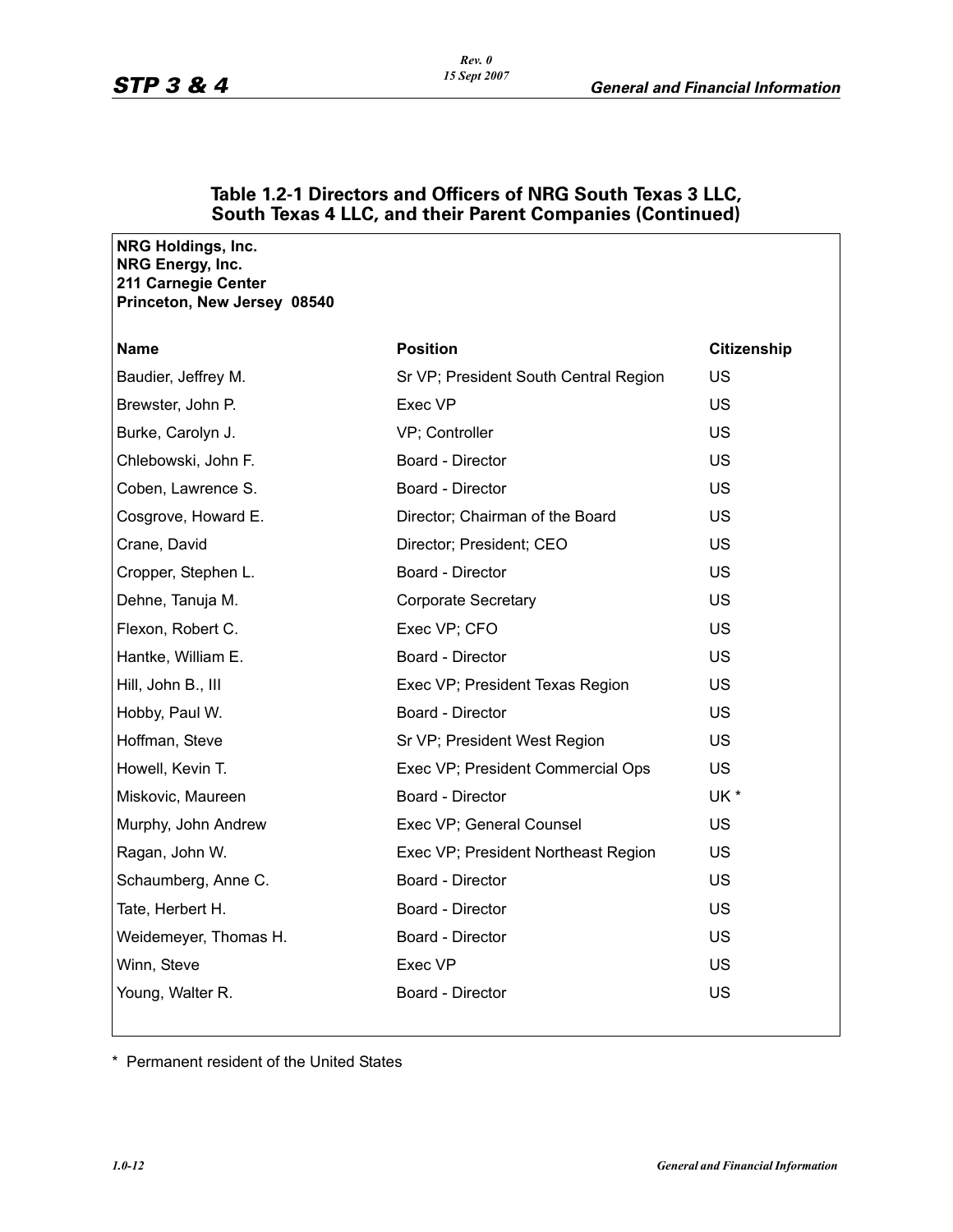### Table 1.2-1 Directors and Officers of NRG South Texas 3 LLC, South Texas 4 LLC, and their Parent Companies (Continued)

**NRG Holdings, Inc.**
**NRG Energy, Inc.**
**211 Carnegie Center**
**Princeton, New Jersey 08540**

| Name | Position | Citizenship |
|---|---|---|
| Baudier, Jeffrey M. | Sr VP; President South Central Region | US |
| Brewster, John P. | Exec VP | US |
| Burke, Carolyn J. | VP; Controller | US |
| Chlebowski, John F. | Board - Director | US |
| Coben, Lawrence S. | Board - Director | US |
| Cosgrove, Howard E. | Director; Chairman of the Board | US |
| Crane, David | Director; President; CEO | US |
| Cropper, Stephen L. | Board - Director | US |
| Dehne, Tanuja M. | Corporate Secretary | US |
| Flexon, Robert C. | Exec VP; CFO | US |
| Hantke, William E. | Board - Director | US |
| Hill, John B., III | Exec VP; President Texas Region | US |
| Hobby, Paul W. | Board - Director | US |
| Hoffman, Steve | Sr VP; President West Region | US |
| Howell, Kevin T. | Exec VP; President Commercial Ops | US |
| Miskovic, Maureen | Board - Director | UK * |
| Murphy, John Andrew | Exec VP; General Counsel | US |
| Ragan, John W. | Exec VP; President Northeast Region | US |
| Schaumberg, Anne C. | Board - Director | US |
| Tate, Herbert H. | Board - Director | US |
| Weidemeyer, Thomas H. | Board - Director | US |
| Winn, Steve | Exec VP | US |
| Young, Walter R. | Board - Director | US |

\* Permanent resident of the United States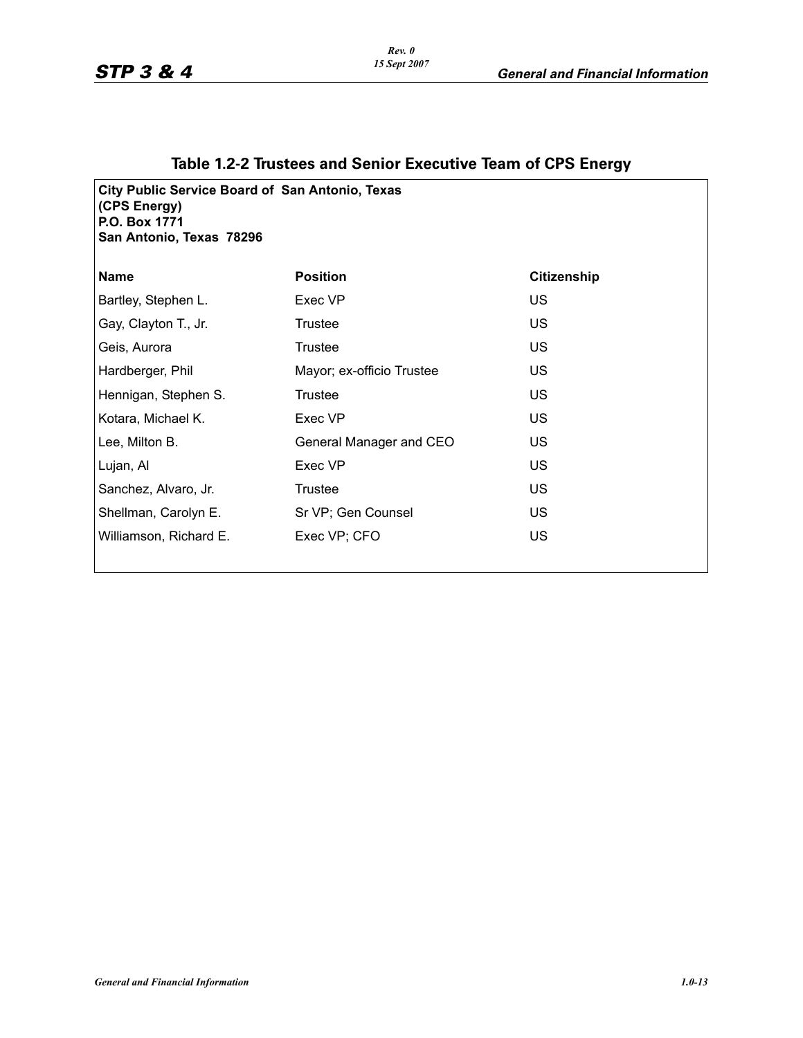## Table 1.2-2 Trustees and Senior Executive Team of CPS Energy

**City Public Service Board of San Antonio, Texas**
**(CPS Energy)**
**P.O. Box 1771**
**San Antonio, Texas 78296**

| Name | Position | Citizenship |
|---|---|---|
| Bartley, Stephen L. | Exec VP | US |
| Gay, Clayton T., Jr. | Trustee | US |
| Geis, Aurora | Trustee | US |
| Hardberger, Phil | Mayor; ex-officio Trustee | US |
| Hennigan, Stephen S. | Trustee | US |
| Kotara, Michael K. | Exec VP | US |
| Lee, Milton B. | General Manager and CEO | US |
| Lujan, Al | Exec VP | US |
| Sanchez, Alvaro, Jr. | Trustee | US |
| Shellman, Carolyn E. | Sr VP; Gen Counsel | US |
| Williamson, Richard E. | Exec VP; CFO | US |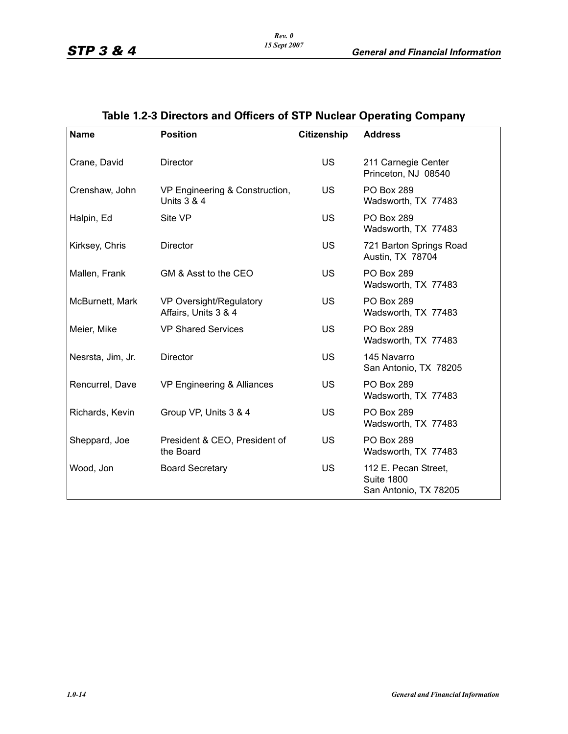## Table 1.2-3 Directors and Officers of STP Nuclear Operating Company

| Name | Position | Citizenship | Address |
|---|---|---|---|
| Crane, David | Director | US | 211 Carnegie Center<br>Princeton, NJ 08540 |
| Crenshaw, John | VP Engineering & Construction, Units 3 & 4 | US | PO Box 289<br>Wadsworth, TX 77483 |
| Halpin, Ed | Site VP | US | PO Box 289<br>Wadsworth, TX 77483 |
| Kirksey, Chris | Director | US | 721 Barton Springs Road<br>Austin, TX 78704 |
| Mallen, Frank | GM & Asst to the CEO | US | PO Box 289<br>Wadsworth, TX 77483 |
| McBurnett, Mark | VP Oversight/Regulatory Affairs, Units 3 & 4 | US | PO Box 289<br>Wadsworth, TX 77483 |
| Meier, Mike | VP Shared Services | US | PO Box 289<br>Wadsworth, TX 77483 |
| Nesrsta, Jim, Jr. | Director | US | 145 Navarro<br>San Antonio, TX 78205 |
| Rencurrel, Dave | VP Engineering & Alliances | US | PO Box 289<br>Wadsworth, TX 77483 |
| Richards, Kevin | Group VP, Units 3 & 4 | US | PO Box 289<br>Wadsworth, TX 77483 |
| Sheppard, Joe | President & CEO, President of the Board | US | PO Box 289<br>Wadsworth, TX 77483 |
| Wood, Jon | Board Secretary | US | 112 E. Pecan Street,<br>Suite 1800<br>San Antonio, TX 78205 |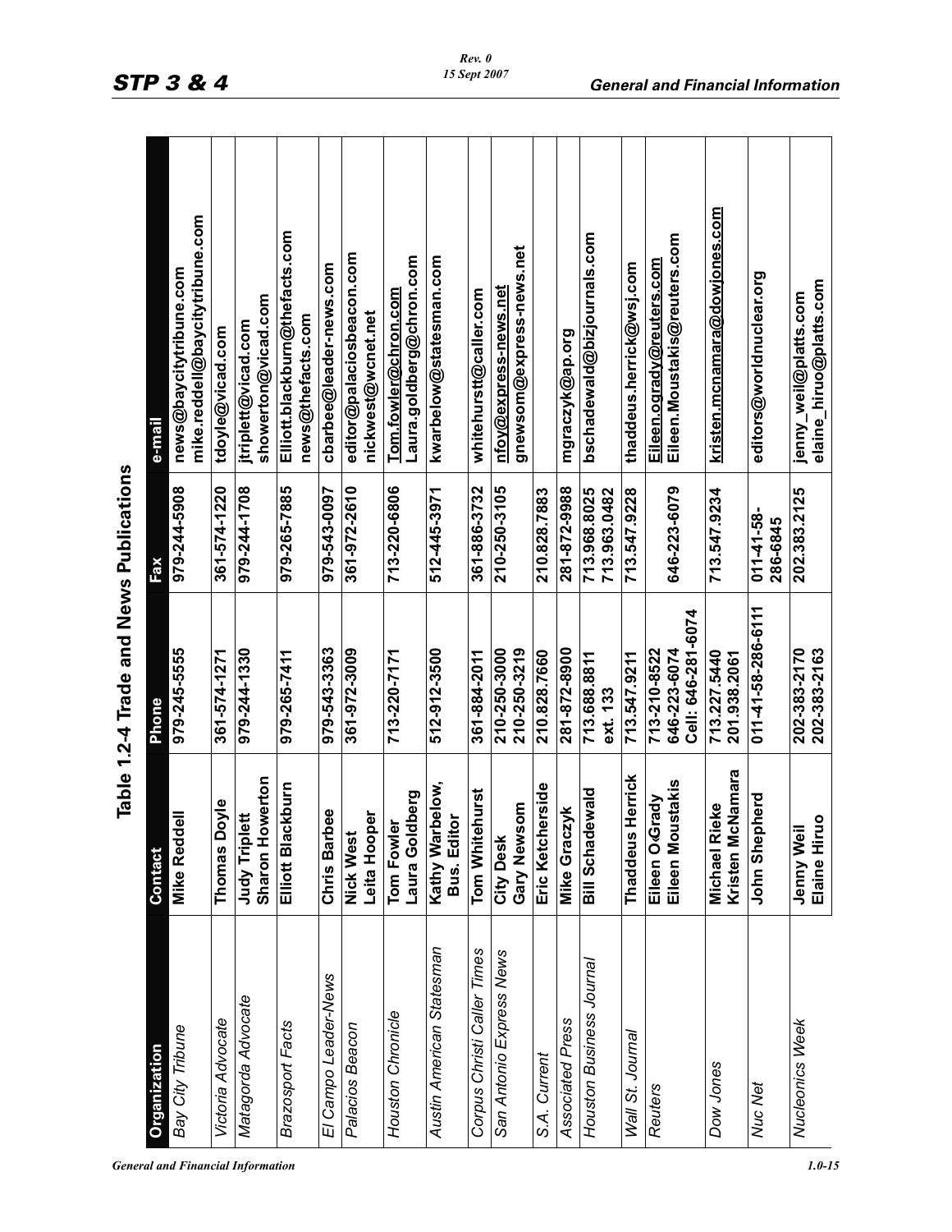## Table 1.2-4 Trade and News Publications

| Organization | Contact | Phone | Fax | e-mail |
|---|---|---|---|---|
| *Bay City Tribune* | **Mike Reddell** | **979-245-5555** | **979-244-5908** | **news@baycitytribune.com mike.reddell@baycitytribune.com** |
| *Victoria Advocate* | **Thomas Doyle** | **361-574-1271** | **361-574-1220** | **tdoyle@vicad.com** |
| *Matagorda Advocate* | **Judy Triplett Sharon Howerton** | **979-244-1330** | **979-244-1708** | **jtriplett@vicad.com showerton@vicad.com** |
| *Brazosport Facts* | **Elliott Blackburn** | **979-265-7411** | **979-265-7885** | **Elliott.blackburn@thefacts.com news@thefacts.com** |
| *El Campo Leader-News* | **Chris Barbee** | **979-543-3363** | **979-543-0097** | **cbarbee@leader-news.com** |
| *Palacios Beacon* | **Nick West Leita Hooper** | **361-972-3009** | **361-972-2610** | **editor@palaciosbeacon.com nickwest@wcnet.net** |
| *Houston Chronicle* | **Tom Fowler Laura Goldberg** | **713-220-7171** | **713-220-6806** | **Tom.fowler@chron.com Laura.goldberg@chron.com** |
| *Austin American Statesman* | **Kathy Warbelow, Bus. Editor** | **512-912-3500** | **512-445-3971** | **kwarbelow@statesman.com** |
| *Corpus Christi Caller Times* | **Tom Whitehurst** | **361-884-2011** | **361-886-3732** | **whitehurstt@caller.com** |
| *San Antonio Express News* | **City Desk Gary Newsom** | **210-250-3000 210-250-3219** | **210-250-3105** | **nfoy@express-news.net gnewsom@express-news.net** |
| *S.A. Current* | **Eric Ketcherside** | **210.828.7660** | **210.828.7883** | |
| *Associated Press* | **Mike Graczyk** | **281-872-8900** | **281-872-9988** | **mgraczyk@ap.org** |
| *Houston Business Journal* | **Bill Schadewald** | **713.688.8811 ext. 133** | **713.968.8025 713.963.0482** | **bschadewald@bizjournals.com** |
| *Wall St. Journal* | **Thaddeus Herrick** | **713.547.9211** | **713.547.9228** | **thaddeus.herrick@wsj.com** |
| *Reuters* | **Eileen O'Grady Eileen Moustakis** | **713-210-8522 646-223-6074 Cell: 646-281-6074** | **646-223-6079** | **Eileen.ogrady@reuters.com Eileen.Moustakis@reuters.com** |
| *Dow Jones* | **Michael Rieke Kristen McNamara** | **713.227.5440 201.938.2061** | **713.547.9234** | **kristen.mcnamara@dowjones.com** |
| *Nuc Net* | **John Shepherd** | **011-41-58-286-6111** | **011-41-58-286-6845** | **editors@worldnuclear.org** |
| *Nucleonics Week* | **Jenny Weil Elaine Hiruo** | **202-383-2170 202-383-2163** | **202.383.2125** | **jenny_weil@platts.com elaine_hiruo@platts.com** |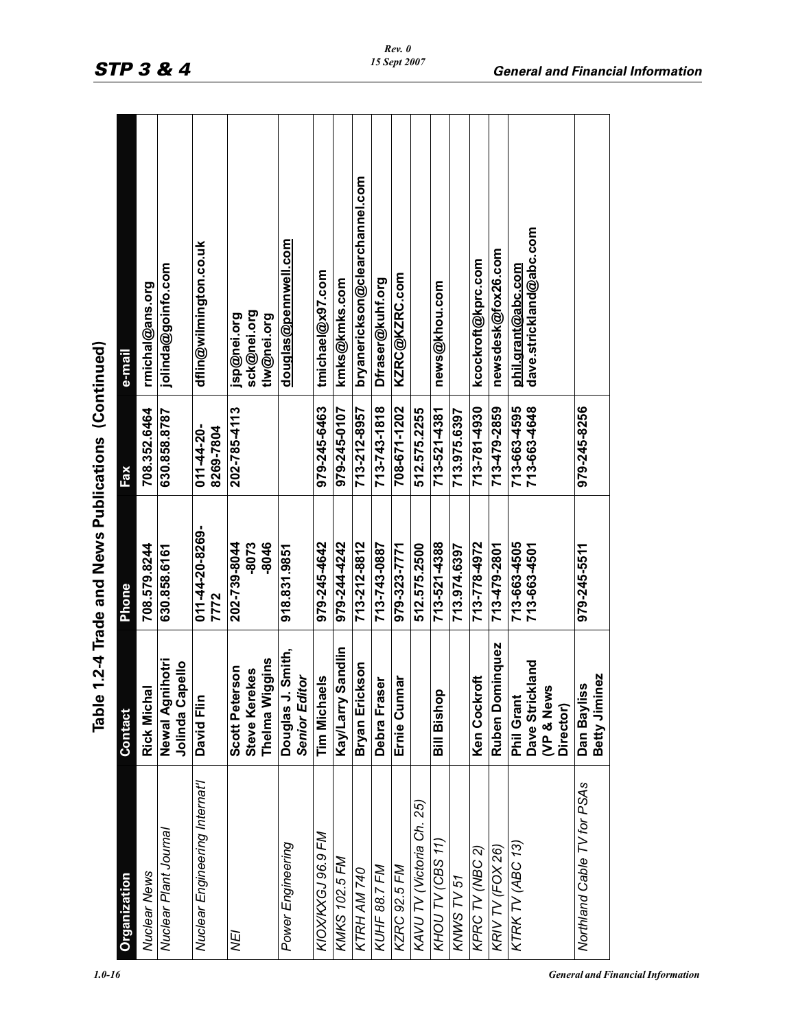# Table 1.2-4 Trade and News Publications (Continued)

| Organization | Contact | Phone | Fax | e-mail |
|---|---|---|---|---|
| *Nuclear News* | Rick Michal | 708.579.8244 | 708.352.6464 | rmichal@ans.org |
| *Nuclear Plant Journal* | Newal Agnihotri<br>Jolinda Capello | 630.858.6161 | 630.858.8787 | jolinda@goinfo.com |
| *Nuclear Engineering Internat'l* | David Flin | 011-44-20-8269-7772 | 011-44-20-8269-7804 | dflin@wilmington.co.uk |
| *NEI* | Scott Peterson<br>Steve Kerekes<br>Thelma Wiggins | 202-739-8044<br>-8073<br>-8046 | 202-785-4113 | jsp@nei.org<br>sck@nei.org<br>tlw@nei.org |
| *Power Engineering* | Douglas J. Smith, *Senior Editor* | 918.831.9851 | | douglas@pennwell.com |
| *KIOX/KXGJ 96.9 FM* | Tim Michaels | 979-245-4642 | 979-245-6463 | tmichael@x97.com |
| *KMKS 102.5 FM* | Kay/Larry Sandlin | 979-244-4242 | 979-245-0107 | kmks@kmks.com |
| *KTRH AM 740* | Bryan Erickson | 713-212-8812 | 713-212-8957 | bryanerickson@clearchannel.com |
| *KUHF 88.7 FM* | Debra Fraser | 713-743-0887 | 713-743-1818 | Dfraser@kuhf.org |
| *KZRC 92.5 FM* | Ernie Cunnar | 979-323-7771 | 708-671-1202 | KZRC@KZRC.com |
| *KAVU TV (Victoria Ch. 25)* | | 512.575.2500 | 512.575.2255 | |
| *KHOU TV (CBS 11)* | Bill Bishop | 713-521-4388 | 713-521-4381 | news@khou.com |
| *KNWS TV 51* | | 713.974.6397 | 713.975.6397 | |
| *KPRC TV (NBC 2)* | Ken Cockroft | 713-778-4972 | 713-781-4930 | kcockroft@kprc.com |
| *KRIV TV (FOX 26)* | Ruben Dominquez | 713-479-2801 | 713-479-2859 | newsdesk@fox26.com |
| *KTRK TV (ABC 13)* | Phil Grant<br>Dave Strickland (VP & News Director) | 713-663-4505<br>713-663-4501 | 713-663-4595<br>713-663-4648 | phil.grant@abc.com<br>dave.strickland@abc.com |
| *Northland Cable TV for PSAs* | Dan Bayliss<br>Betty Jiminez | 979-245-5511 | 979-245-8256 | |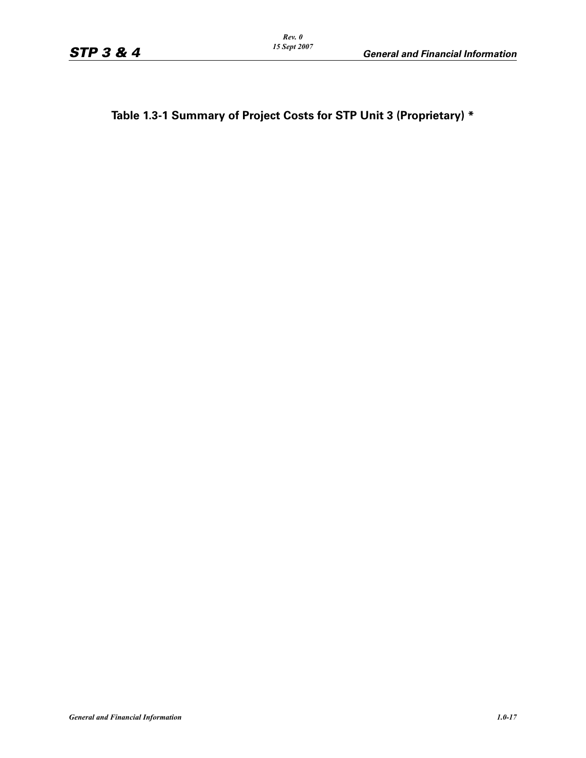## Table 1.3-1 Summary of Project Costs for STP Unit 3 (Proprietary) *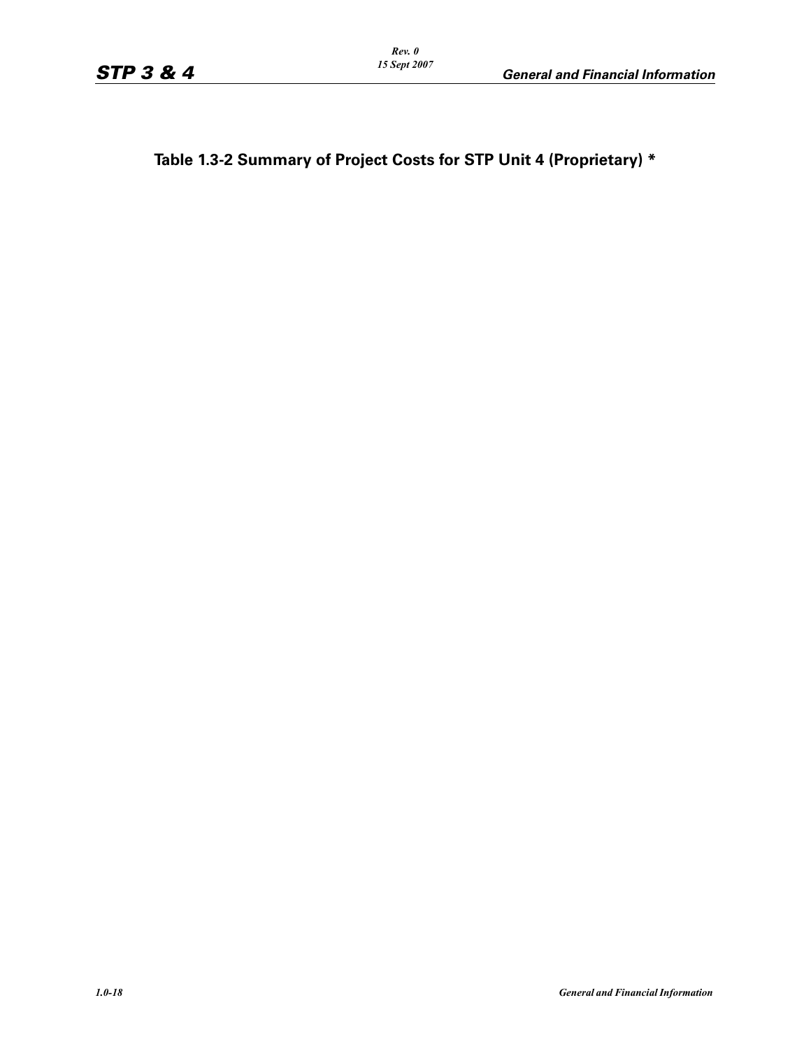## Table 1.3-2 Summary of Project Costs for STP Unit 4 (Proprietary) *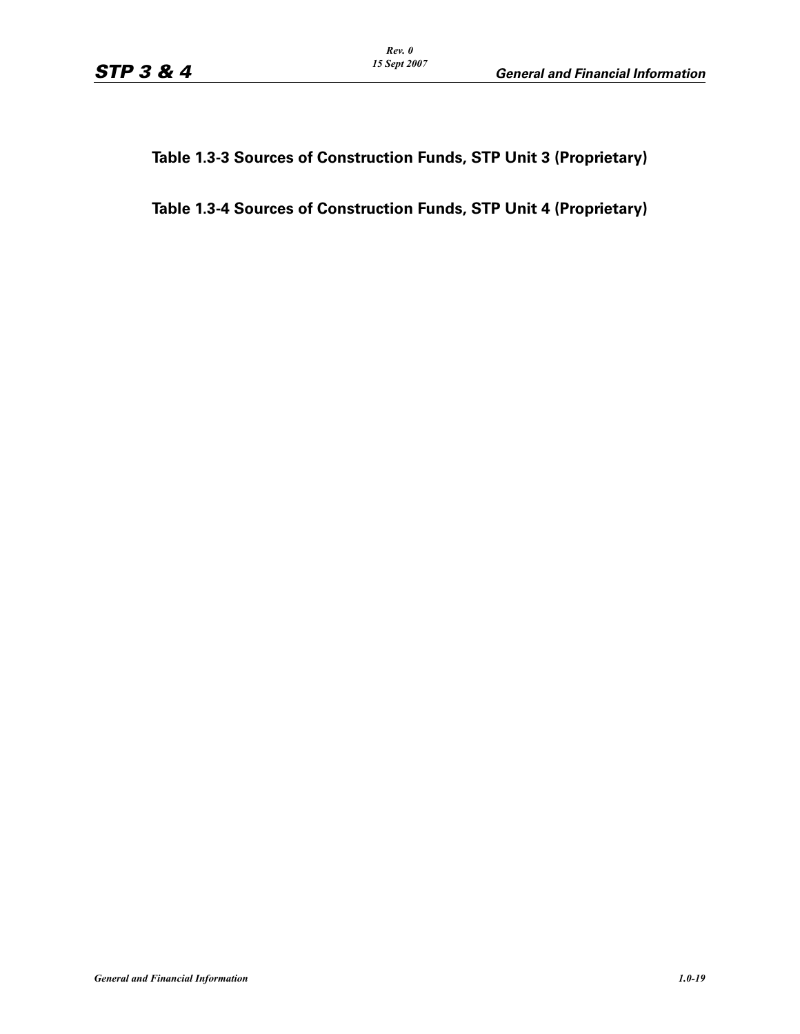**Table 1.3-3 Sources of Construction Funds, STP Unit 3 (Proprietary)**

**Table 1.3-4 Sources of Construction Funds, STP Unit 4 (Proprietary)**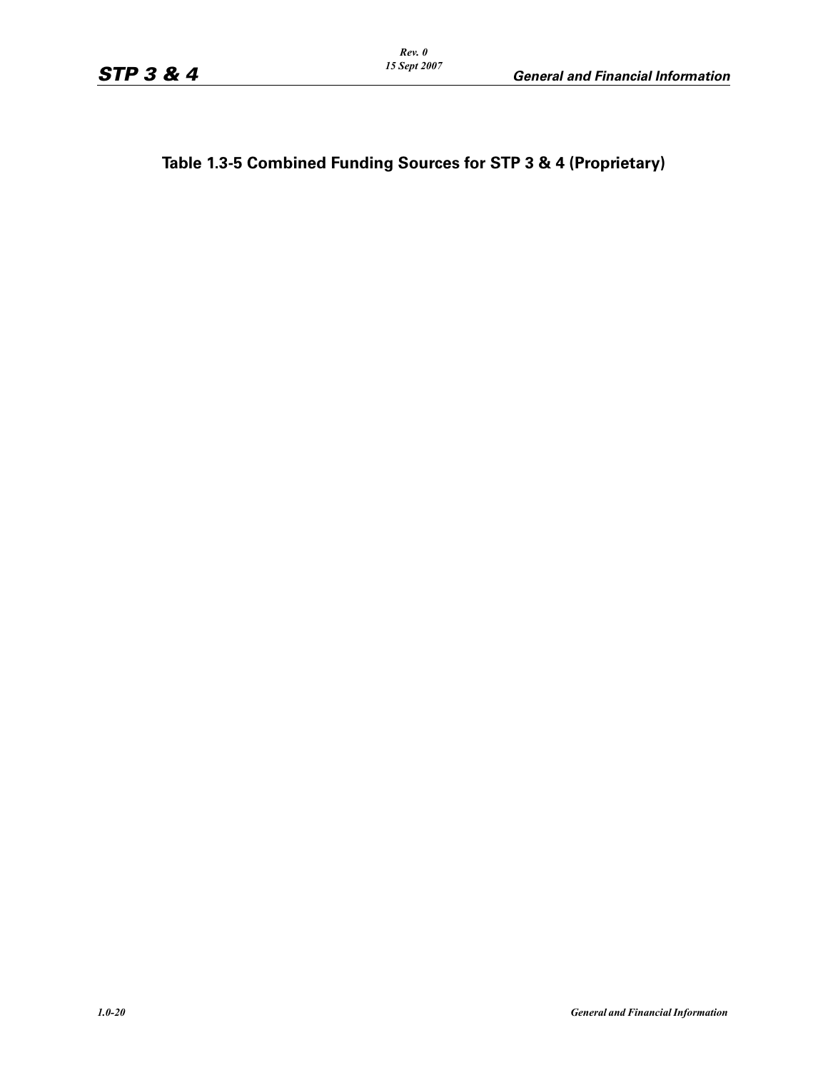## Table 1.3-5 Combined Funding Sources for STP 3 & 4 (Proprietary)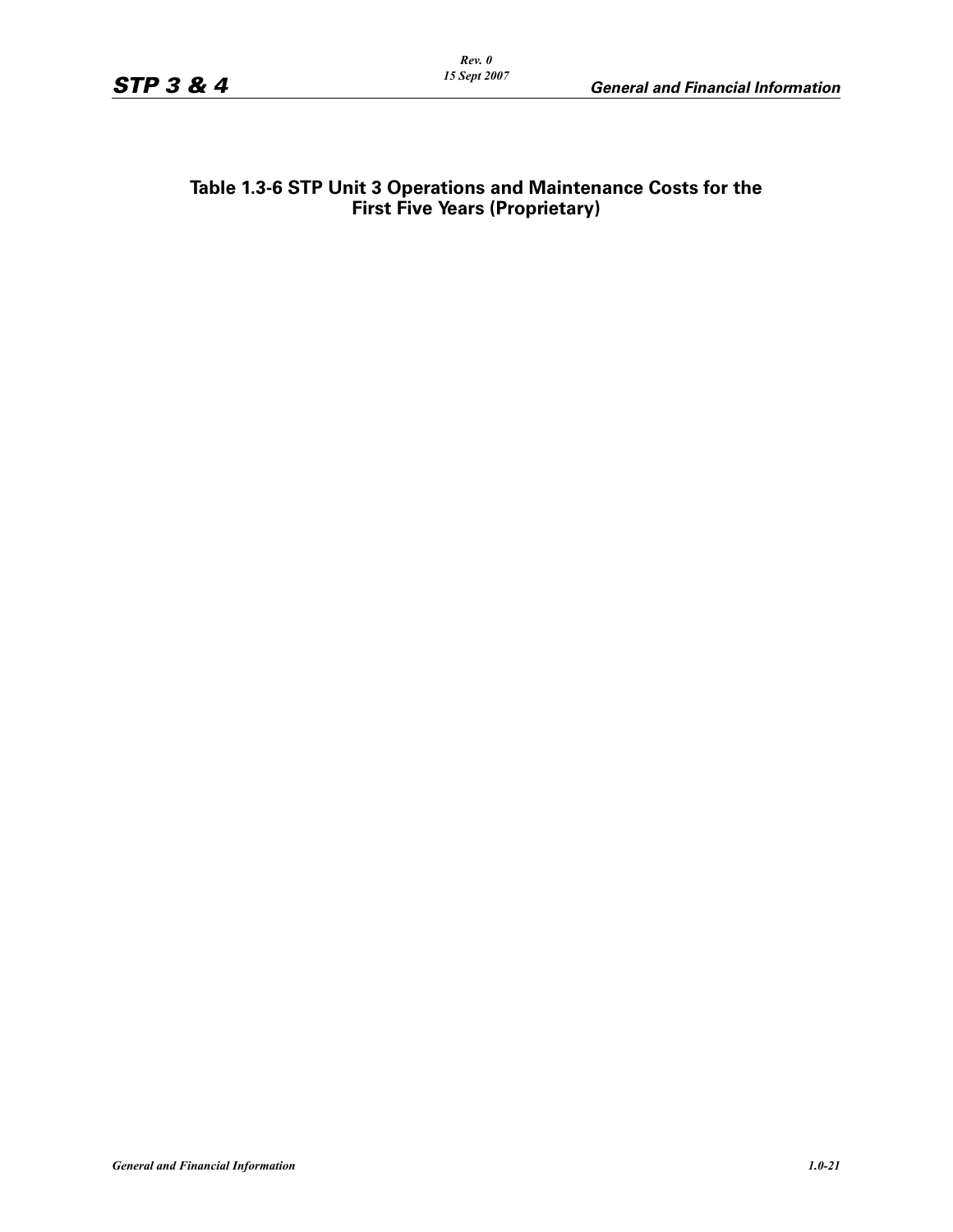**Table 1.3-6 STP Unit 3 Operations and Maintenance Costs for the First Five Years (Proprietary)**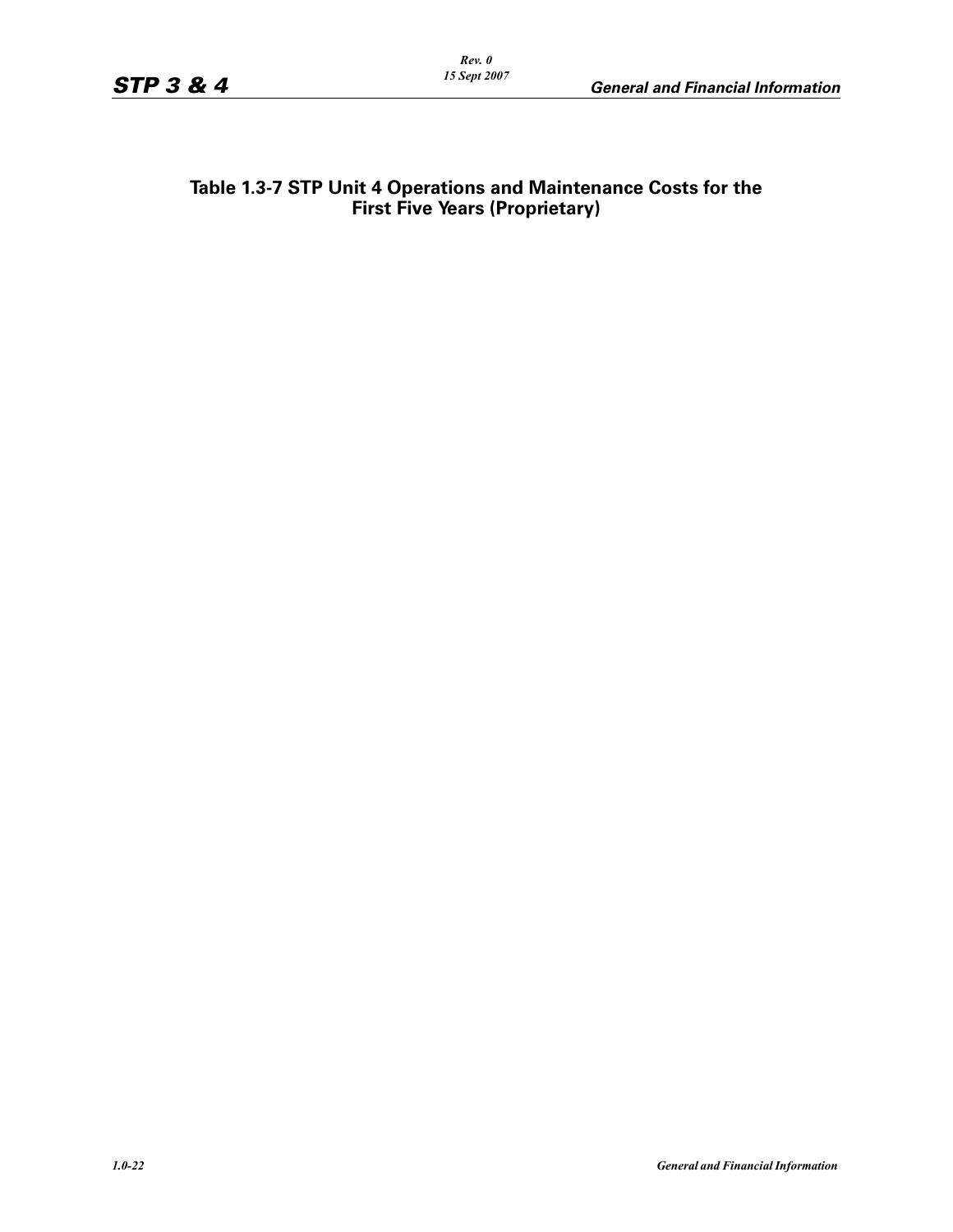**Table 1.3-7 STP Unit 4 Operations and Maintenance Costs for the First Five Years (Proprietary)**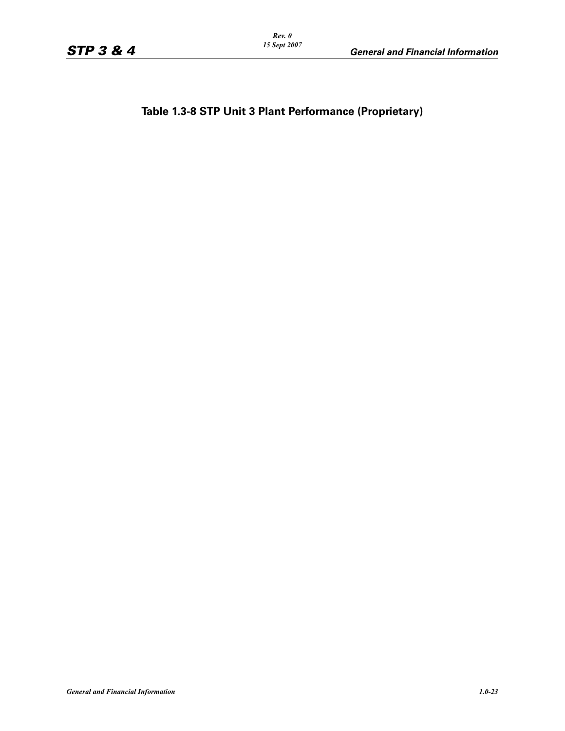## Table 1.3-8 STP Unit 3 Plant Performance (Proprietary)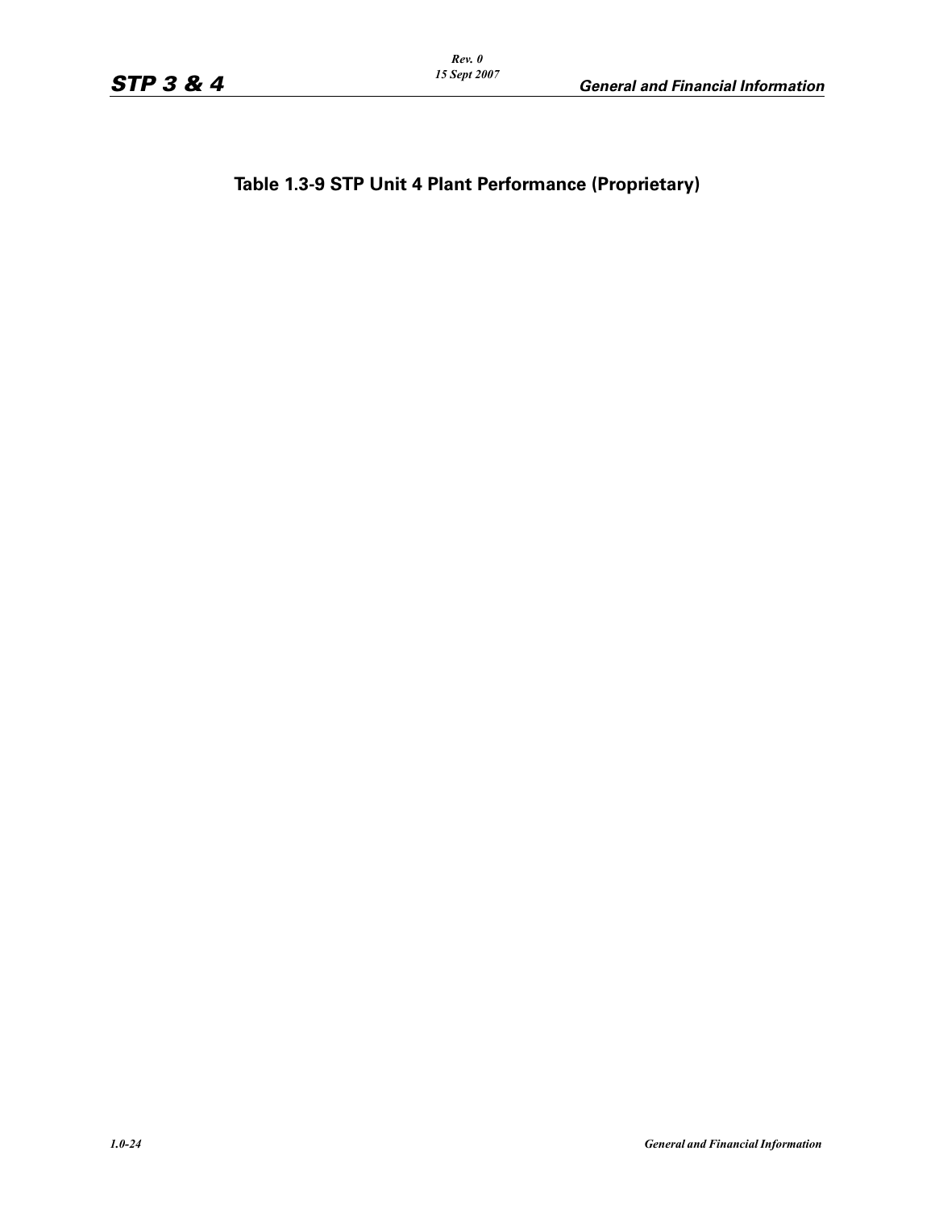## Table 1.3-9 STP Unit 4 Plant Performance (Proprietary)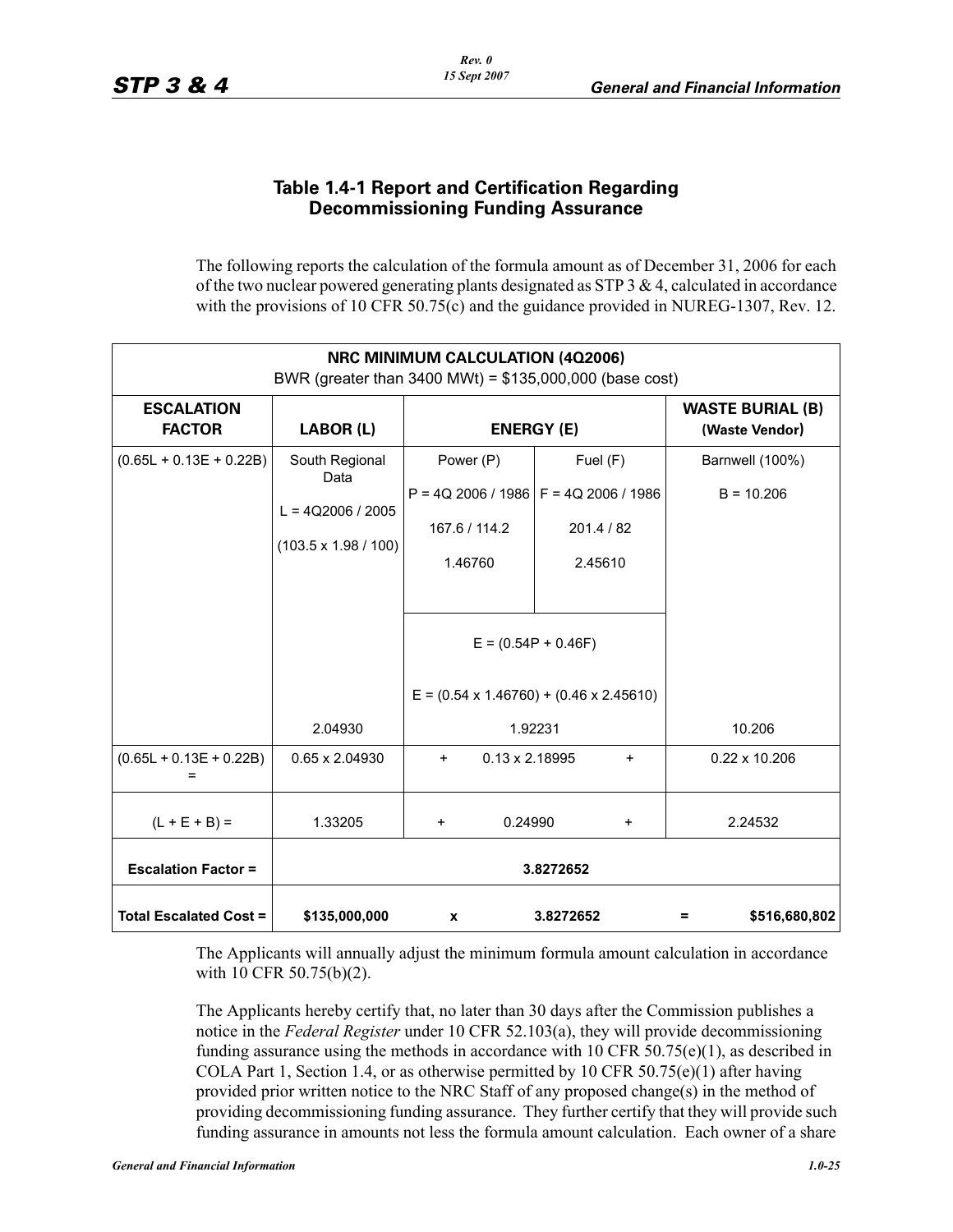### Table 1.4-1 Report and Certification Regarding Decommissioning Funding Assurance

The following reports the calculation of the formula amount as of December 31, 2006 for each of the two nuclear powered generating plants designated as STP 3 & 4, calculated in accordance with the provisions of 10 CFR 50.75(c) and the guidance provided in NUREG-1307, Rev. 12.

| **NRC MINIMUM CALCULATION (4Q2006)** BWR (greater than 3400 MWt) = $135,000,000 (base cost) | | | | |
|---|---|---|---|---|
| **ESCALATION FACTOR** | **LABOR (L)** | **ENERGY (E)** | | **WASTE BURIAL (B) (Waste Vendor)** |
| (0.65L + 0.13E + 0.22B) | South Regional Data<br>L = 4Q2006 / 2005<br>(103.5 x 1.98 / 100) | Power (P)<br>P = 4Q 2006 / 1986<br>167.6 / 114.2<br>1.46760 | Fuel (F)<br>F = 4Q 2006 / 1986<br>201.4 / 82<br>2.45610 | Barnwell (100%)<br>B = 10.206 |
| | | E = (0.54P + 0.46F)<br>E = (0.54 x 1.46760) + (0.46 x 2.45610) | | |
| | 2.04930 | 1.92231 | | 10.206 |
| (0.65L + 0.13E + 0.22B) = | 0.65 x 2.04930 | + 0.13 x 2.18995 + | | 0.22 x 10.206 |
| (L + E + B) = | 1.33205 | + 0.24990 + | | 2.24532 |
| **Escalation Factor =** | **3.8272652** | | | |
| **Total Escalated Cost =** | **$135,000,000** | **x** | **3.8272652** | **= $516,680,802** |

The Applicants will annually adjust the minimum formula amount calculation in accordance with 10 CFR 50.75(b)(2).

The Applicants hereby certify that, no later than 30 days after the Commission publishes a notice in the *Federal Register* under 10 CFR 52.103(a), they will provide decommissioning funding assurance using the methods in accordance with 10 CFR 50.75(e)(1), as described in COLA Part 1, Section 1.4, or as otherwise permitted by 10 CFR 50.75(e)(1) after having provided prior written notice to the NRC Staff of any proposed change(s) in the method of providing decommissioning funding assurance. They further certify that they will provide such funding assurance in amounts not less the formula amount calculation. Each owner of a share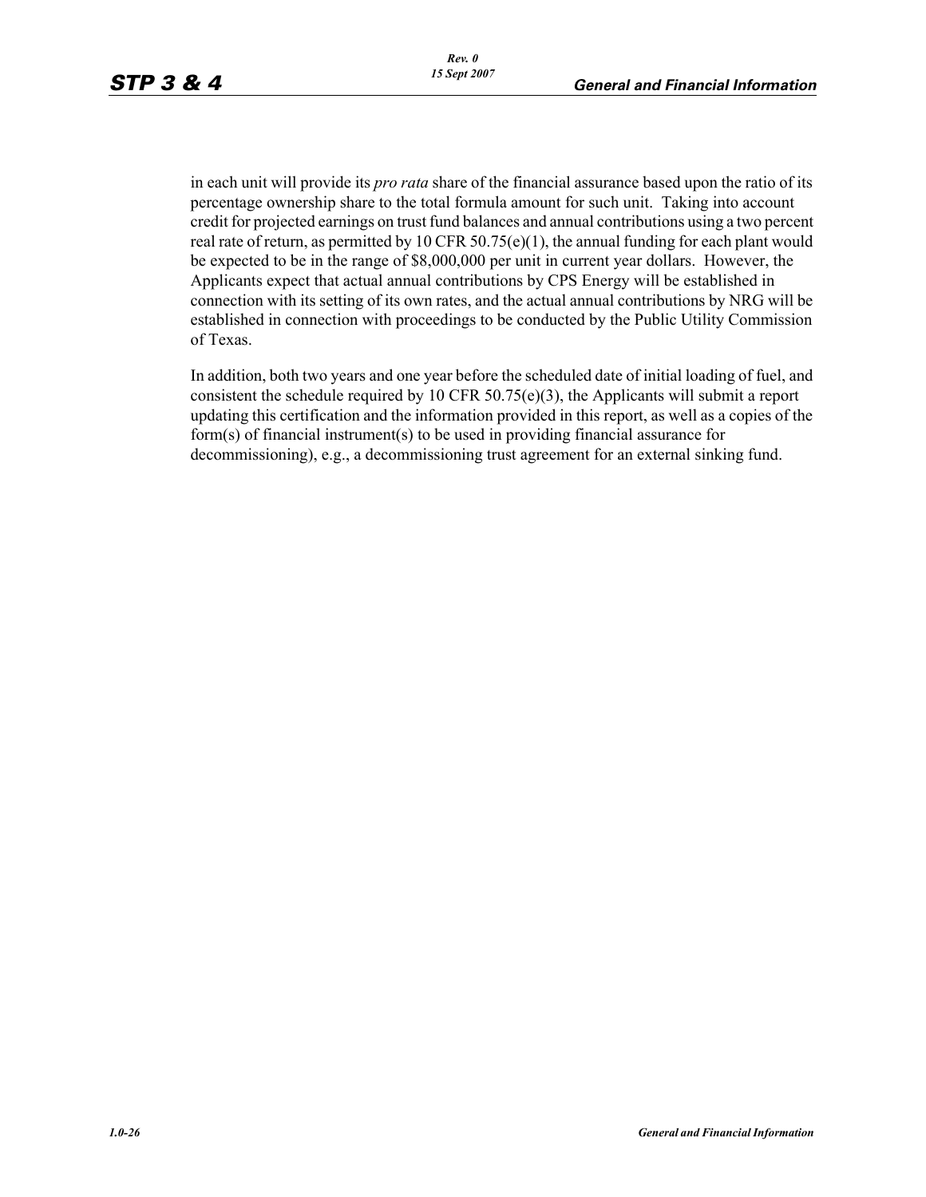in each unit will provide its *pro rata* share of the financial assurance based upon the ratio of its percentage ownership share to the total formula amount for such unit. Taking into account credit for projected earnings on trust fund balances and annual contributions using a two percent real rate of return, as permitted by 10 CFR 50.75(e)(1), the annual funding for each plant would be expected to be in the range of $8,000,000 per unit in current year dollars. However, the Applicants expect that actual annual contributions by CPS Energy will be established in connection with its setting of its own rates, and the actual annual contributions by NRG will be established in connection with proceedings to be conducted by the Public Utility Commission of Texas.

In addition, both two years and one year before the scheduled date of initial loading of fuel, and consistent the schedule required by 10 CFR 50.75(e)(3), the Applicants will submit a report updating this certification and the information provided in this report, as well as a copies of the form(s) of financial instrument(s) to be used in providing financial assurance for decommissioning), e.g., a decommissioning trust agreement for an external sinking fund.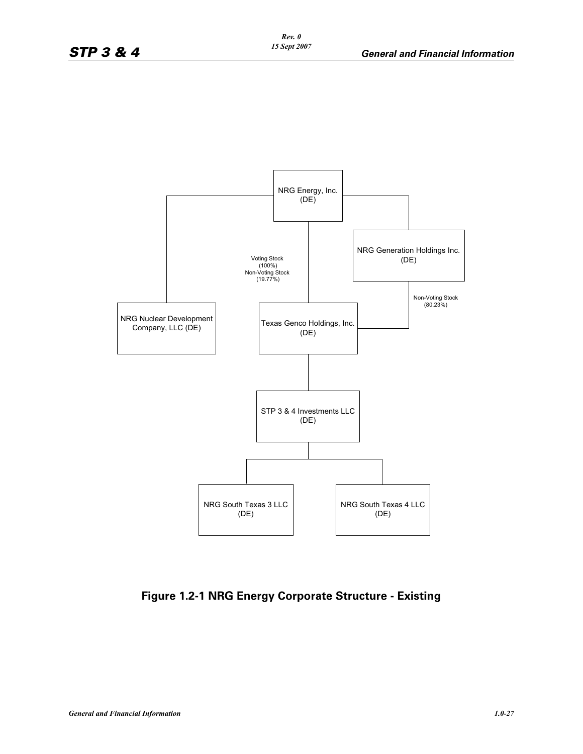NRG Energy, Inc. (DE)

Voting Stock (100%)
Non-Voting Stock (19.77%)

NRG Generation Holdings Inc. (DE)

Non-Voting Stock (80.23%)

NRG Nuclear Development Company, LLC (DE)

Texas Genco Holdings, Inc. (DE)

STP 3 & 4 Investments LLC (DE)

NRG South Texas 3 LLC (DE)

NRG South Texas 4 LLC (DE)

**Figure 1.2-1 NRG Energy Corporate Structure - Existing**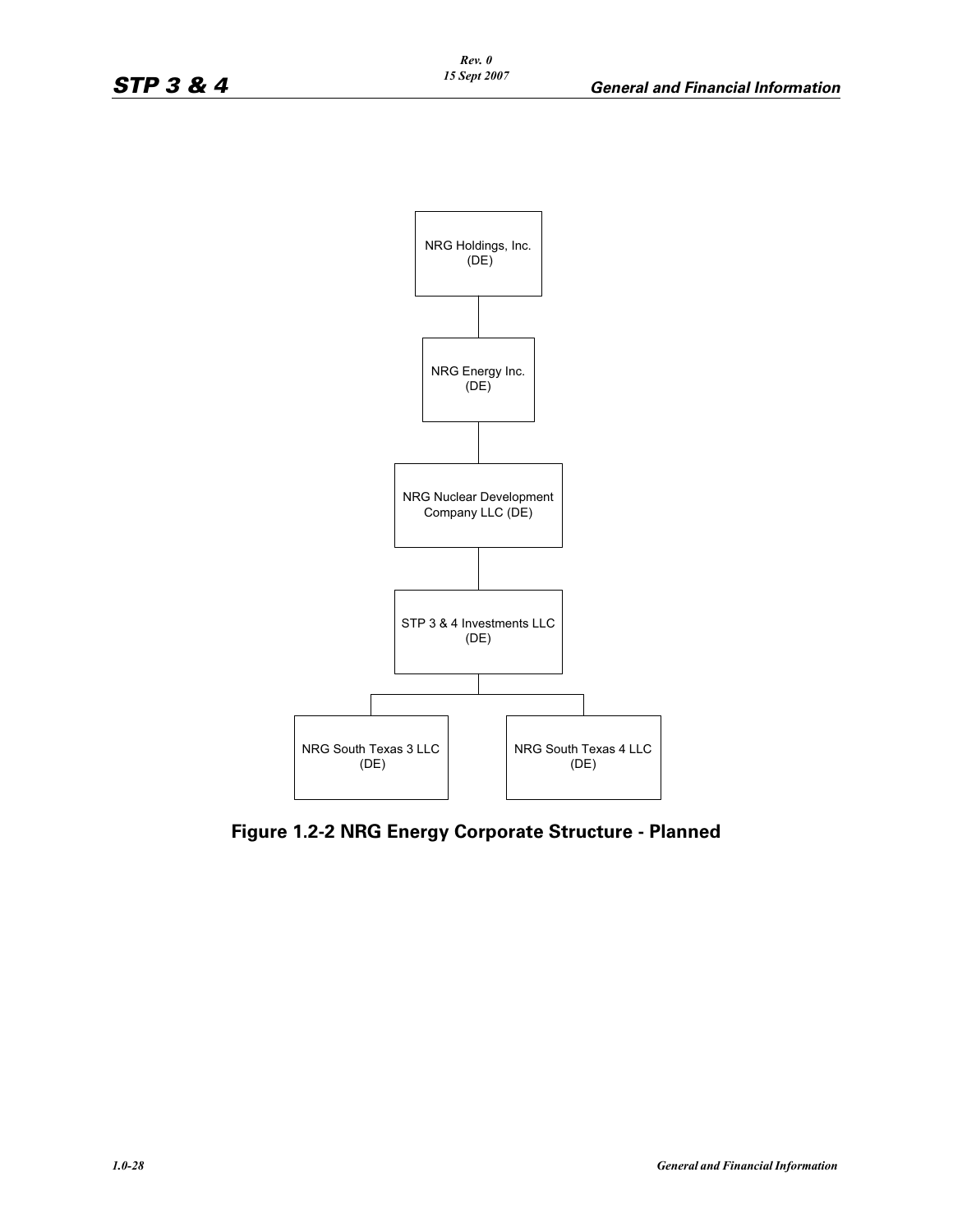NRG Holdings, Inc. (DE)

NRG Energy Inc. (DE)

NRG Nuclear Development Company LLC (DE)

STP 3 & 4 Investments LLC (DE)

NRG South Texas 3 LLC (DE)

NRG South Texas 4 LLC (DE)

**Figure 1.2-2 NRG Energy Corporate Structure - Planned**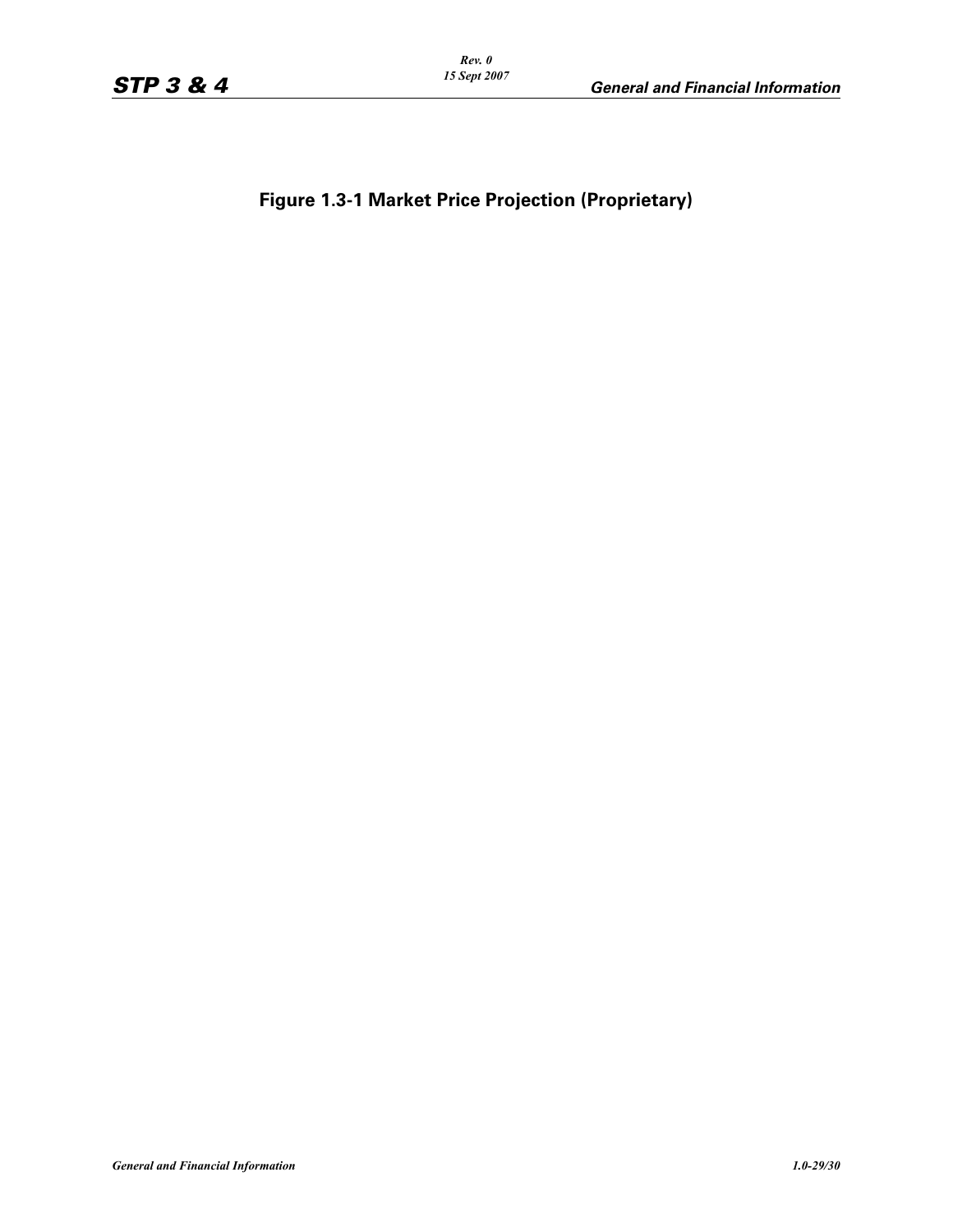**Figure 1.3-1 Market Price Projection (Proprietary)**